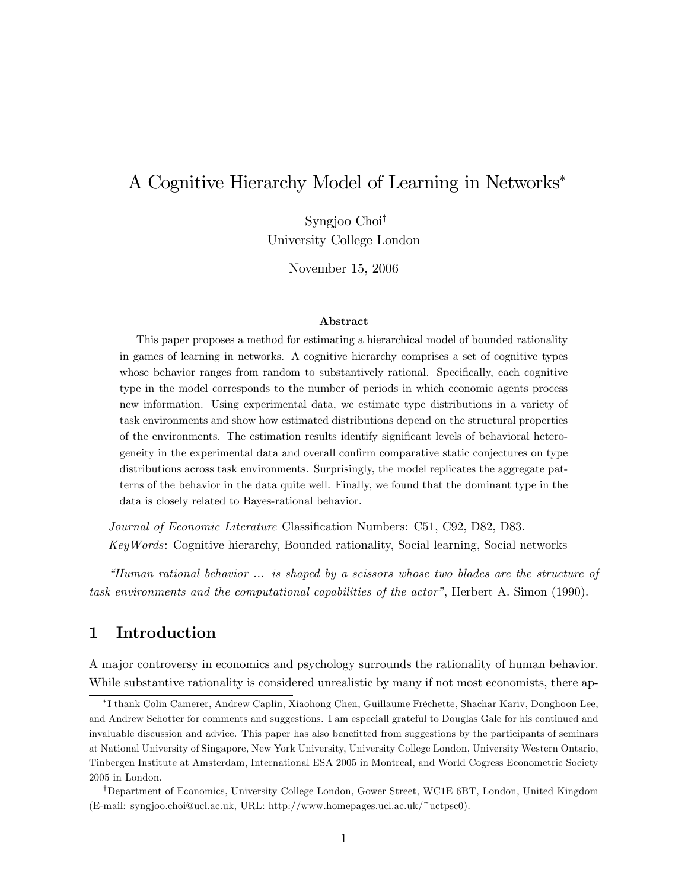# A Cognitive Hierarchy Model of Learning in Networks*

Syngjoo Choi†
University College London

November 15, 2006

### Abstract

This paper proposes a method for estimating a hierarchical model of bounded rationality in games of learning in networks. A cognitive hierarchy comprises a set of cognitive types whose behavior ranges from random to substantively rational. Specifically, each cognitive type in the model corresponds to the number of periods in which economic agents process new information. Using experimental data, we estimate type distributions in a variety of task environments and show how estimated distributions depend on the structural properties of the environments. The estimation results identify significant levels of behavioral heterogeneity in the experimental data and overall confirm comparative static conjectures on type distributions across task environments. Surprisingly, the model replicates the aggregate patterns of the behavior in the data quite well. Finally, we found that the dominant type in the data is closely related to Bayes-rational behavior.

*Journal of Economic Literature* Classification Numbers: C51, C92, D82, D83.

*KeyWords*: Cognitive hierarchy, Bounded rationality, Social learning, Social networks

*"Human rational behavior ... is shaped by a scissors whose two blades are the structure of task environments and the computational capabilities of the actor"*, Herbert A. Simon (1990).

## 1 Introduction

A major controversy in economics and psychology surrounds the rationality of human behavior. While substantive rationality is considered unrealistic by many if not most economists, there ap-

---

*I thank Colin Camerer, Andrew Caplin, Xiaohong Chen, Guillaume Fréchette, Shachar Kariv, Donghoon Lee, and Andrew Schotter for comments and suggestions. I am especiall grateful to Douglas Gale for his continued and invaluable discussion and advice. This paper has also benefitted from suggestions by the participants of seminars at National University of Singapore, New York University, University College London, University Western Ontario, Tinbergen Institute at Amsterdam, International ESA 2005 in Montreal, and World Cogress Econometric Society 2005 in London.

†Department of Economics, University College London, Gower Street, WC1E 6BT, London, United Kingdom (E-mail: syngjoo.choi@ucl.ac.uk, URL: http://www.homepages.ucl.ac.uk/~uctpsc0).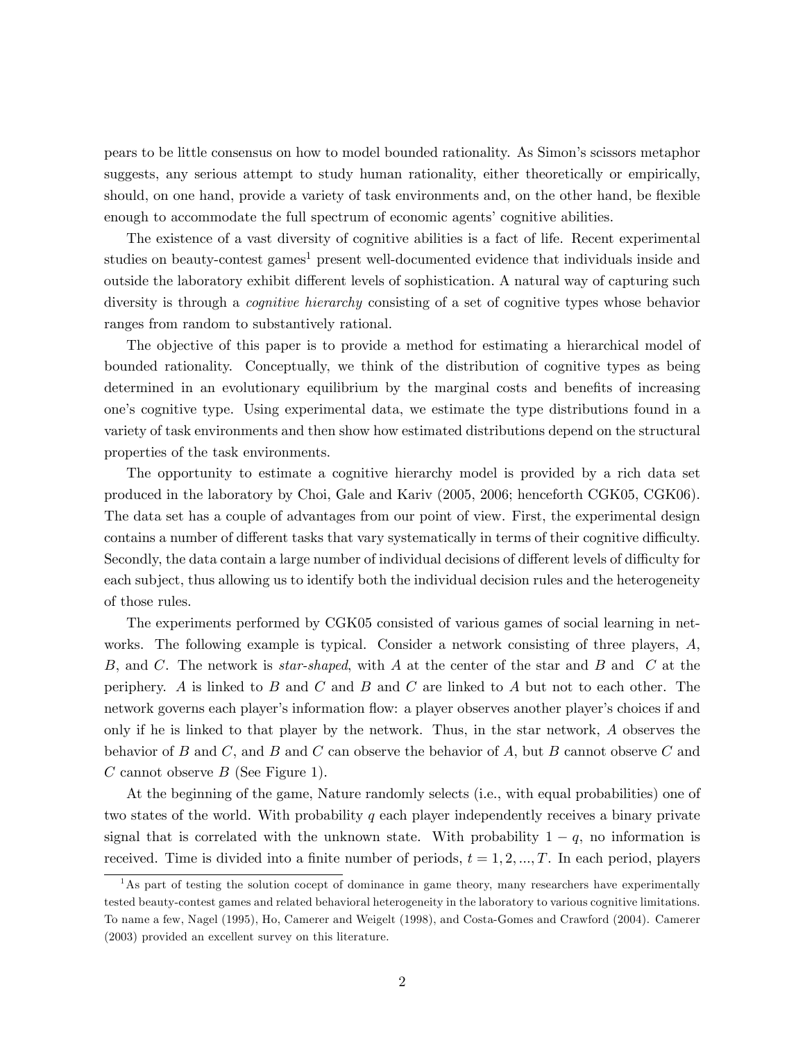pears to be little consensus on how to model bounded rationality. As Simon's scissors metaphor suggests, any serious attempt to study human rationality, either theoretically or empirically, should, on one hand, provide a variety of task environments and, on the other hand, be flexible enough to accommodate the full spectrum of economic agents' cognitive abilities.

The existence of a vast diversity of cognitive abilities is a fact of life. Recent experimental studies on beauty-contest games[1] present well-documented evidence that individuals inside and outside the laboratory exhibit different levels of sophistication. A natural way of capturing such diversity is through a *cognitive hierarchy* consisting of a set of cognitive types whose behavior ranges from random to substantively rational.

The objective of this paper is to provide a method for estimating a hierarchical model of bounded rationality. Conceptually, we think of the distribution of cognitive types as being determined in an evolutionary equilibrium by the marginal costs and benefits of increasing one's cognitive type. Using experimental data, we estimate the type distributions found in a variety of task environments and then show how estimated distributions depend on the structural properties of the task environments.

The opportunity to estimate a cognitive hierarchy model is provided by a rich data set produced in the laboratory by Choi, Gale and Kariv (2005, 2006; henceforth CGK05, CGK06). The data set has a couple of advantages from our point of view. First, the experimental design contains a number of different tasks that vary systematically in terms of their cognitive difficulty. Secondly, the data contain a large number of individual decisions of different levels of difficulty for each subject, thus allowing us to identify both the individual decision rules and the heterogeneity of those rules.

The experiments performed by CGK05 consisted of various games of social learning in networks. The following example is typical. Consider a network consisting of three players, $A$, $B$, and $C$. The network is *star-shaped*, with $A$ at the center of the star and $B$ and $C$ at the periphery. $A$ is linked to $B$ and $C$ and $B$ and $C$ are linked to $A$ but not to each other. The network governs each player's information flow: a player observes another player's choices if and only if he is linked to that player by the network. Thus, in the star network, $A$ observes the behavior of $B$ and $C$, and $B$ and $C$ can observe the behavior of $A$, but $B$ cannot observe $C$ and $C$ cannot observe $B$ (See Figure 1).

At the beginning of the game, Nature randomly selects (i.e., with equal probabilities) one of two states of the world. With probability $q$ each player independently receives a binary private signal that is correlated with the unknown state. With probability $1 - q$, no information is received. Time is divided into a finite number of periods, $t = 1, 2, ..., T$. In each period, players

[1] As part of testing the solution cocept of dominance in game theory, many researchers have experimentally tested beauty-contest games and related behavioral heterogeneity in the laboratory to various cognitive limitations. To name a few, Nagel (1995), Ho, Camerer and Weigelt (1998), and Costa-Gomes and Crawford (2004). Camerer (2003) provided an excellent survey on this literature.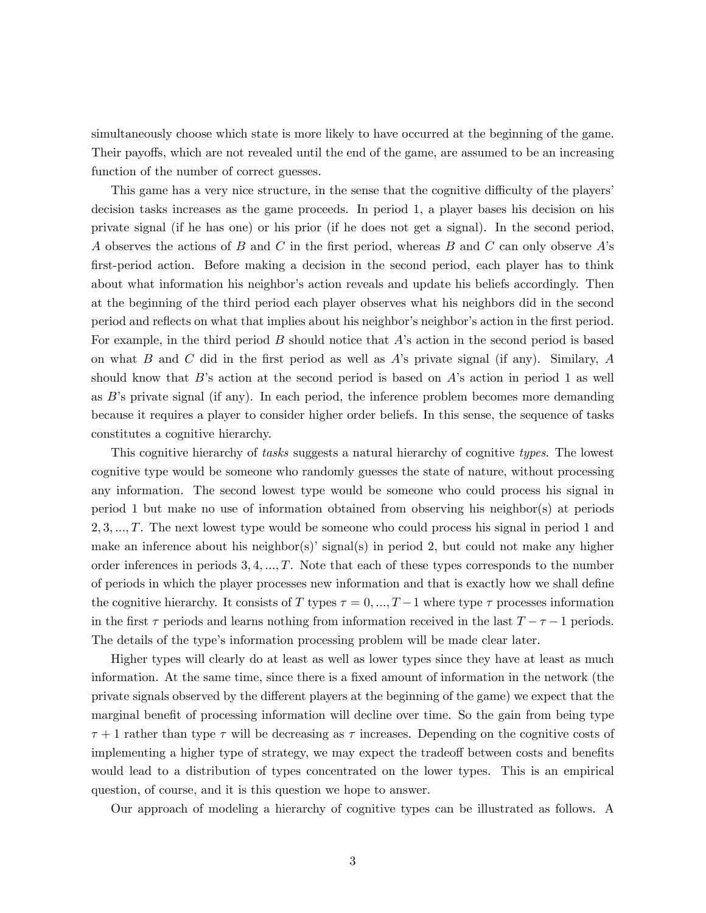simultaneously choose which state is more likely to have occurred at the beginning of the game. Their payoffs, which are not revealed until the end of the game, are assumed to be an increasing function of the number of correct guesses.

This game has a very nice structure, in the sense that the cognitive difficulty of the players' decision tasks increases as the game proceeds. In period 1, a player bases his decision on his private signal (if he has one) or his prior (if he does not get a signal). In the second period, $A$ observes the actions of $B$ and $C$ in the first period, whereas $B$ and $C$ can only observe $A$'s first-period action. Before making a decision in the second period, each player has to think about what information his neighbor's action reveals and update his beliefs accordingly. Then at the beginning of the third period each player observes what his neighbors did in the second period and reflects on what that implies about his neighbor's neighbor's action in the first period. For example, in the third period $B$ should notice that $A$'s action in the second period is based on what $B$ and $C$ did in the first period as well as $A$'s private signal (if any). Similary, $A$ should know that $B$'s action at the second period is based on $A$'s action in period 1 as well as $B$'s private signal (if any). In each period, the inference problem becomes more demanding because it requires a player to consider higher order beliefs. In this sense, the sequence of tasks constitutes a cognitive hierarchy.

This cognitive hierarchy of *tasks* suggests a natural hierarchy of cognitive *types*. The lowest cognitive type would be someone who randomly guesses the state of nature, without processing any information. The second lowest type would be someone who could process his signal in period 1 but make no use of information obtained from observing his neighbor(s) at periods $2, 3, ..., T$. The next lowest type would be someone who could process his signal in period 1 and make an inference about his neighbor(s)' signal(s) in period 2, but could not make any higher order inferences in periods $3, 4, ..., T$. Note that each of these types corresponds to the number of periods in which the player processes new information and that is exactly how we shall define the cognitive hierarchy. It consists of $T$ types $\tau = 0, ..., T-1$ where type $\tau$ processes information in the first $\tau$ periods and learns nothing from information received in the last $T - \tau - 1$ periods. The details of the type's information processing problem will be made clear later.

Higher types will clearly do at least as well as lower types since they have at least as much information. At the same time, since there is a fixed amount of information in the network (the private signals observed by the different players at the beginning of the game) we expect that the marginal benefit of processing information will decline over time. So the gain from being type $\tau + 1$ rather than type $\tau$ will be decreasing as $\tau$ increases. Depending on the cognitive costs of implementing a higher type of strategy, we may expect the tradeoff between costs and benefits would lead to a distribution of types concentrated on the lower types. This is an empirical question, of course, and it is this question we hope to answer.

Our approach of modeling a hierarchy of cognitive types can be illustrated as follows. A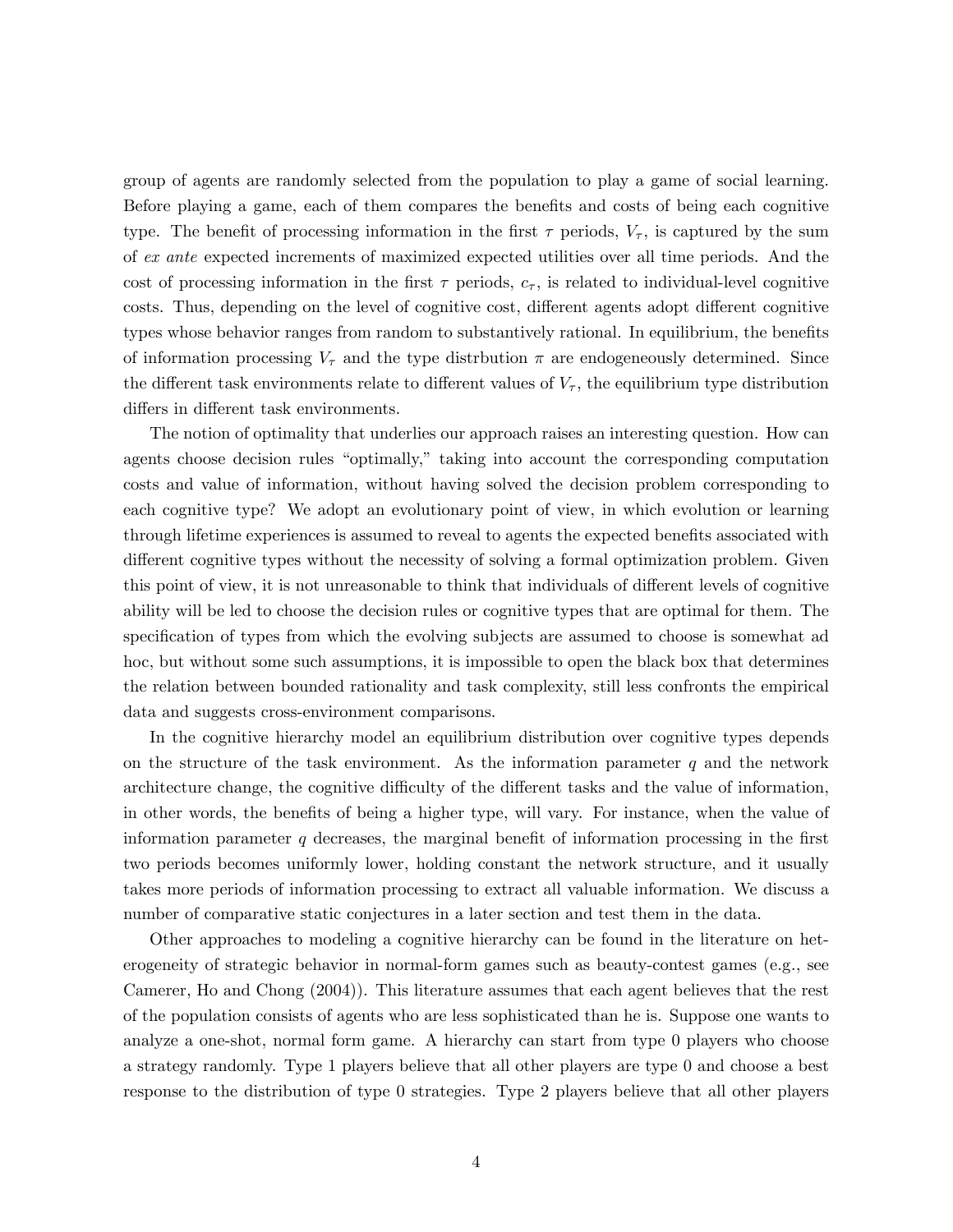group of agents are randomly selected from the population to play a game of social learning. Before playing a game, each of them compares the benefits and costs of being each cognitive type. The benefit of processing information in the first $\tau$ periods, $V_\tau$, is captured by the sum of *ex ante* expected increments of maximized expected utilities over all time periods. And the cost of processing information in the first $\tau$ periods, $c_\tau$, is related to individual-level cognitive costs. Thus, depending on the level of cognitive cost, different agents adopt different cognitive types whose behavior ranges from random to substantively rational. In equilibrium, the benefits of information processing $V_\tau$ and the type distrbution $\pi$ are endogeneously determined. Since the different task environments relate to different values of $V_\tau$, the equilibrium type distribution differs in different task environments.

The notion of optimality that underlies our approach raises an interesting question. How can agents choose decision rules "optimally," taking into account the corresponding computation costs and value of information, without having solved the decision problem corresponding to each cognitive type? We adopt an evolutionary point of view, in which evolution or learning through lifetime experiences is assumed to reveal to agents the expected benefits associated with different cognitive types without the necessity of solving a formal optimization problem. Given this point of view, it is not unreasonable to think that individuals of different levels of cognitive ability will be led to choose the decision rules or cognitive types that are optimal for them. The specification of types from which the evolving subjects are assumed to choose is somewhat ad hoc, but without some such assumptions, it is impossible to open the black box that determines the relation between bounded rationality and task complexity, still less confronts the empirical data and suggests cross-environment comparisons.

In the cognitive hierarchy model an equilibrium distribution over cognitive types depends on the structure of the task environment. As the information parameter $q$ and the network architecture change, the cognitive difficulty of the different tasks and the value of information, in other words, the benefits of being a higher type, will vary. For instance, when the value of information parameter $q$ decreases, the marginal benefit of information processing in the first two periods becomes uniformly lower, holding constant the network structure, and it usually takes more periods of information processing to extract all valuable information. We discuss a number of comparative static conjectures in a later section and test them in the data.

Other approaches to modeling a cognitive hierarchy can be found in the literature on heterogeneity of strategic behavior in normal-form games such as beauty-contest games (e.g., see Camerer, Ho and Chong (2004)). This literature assumes that each agent believes that the rest of the population consists of agents who are less sophisticated than he is. Suppose one wants to analyze a one-shot, normal form game. A hierarchy can start from type 0 players who choose a strategy randomly. Type 1 players believe that all other players are type 0 and choose a best response to the distribution of type 0 strategies. Type 2 players believe that all other players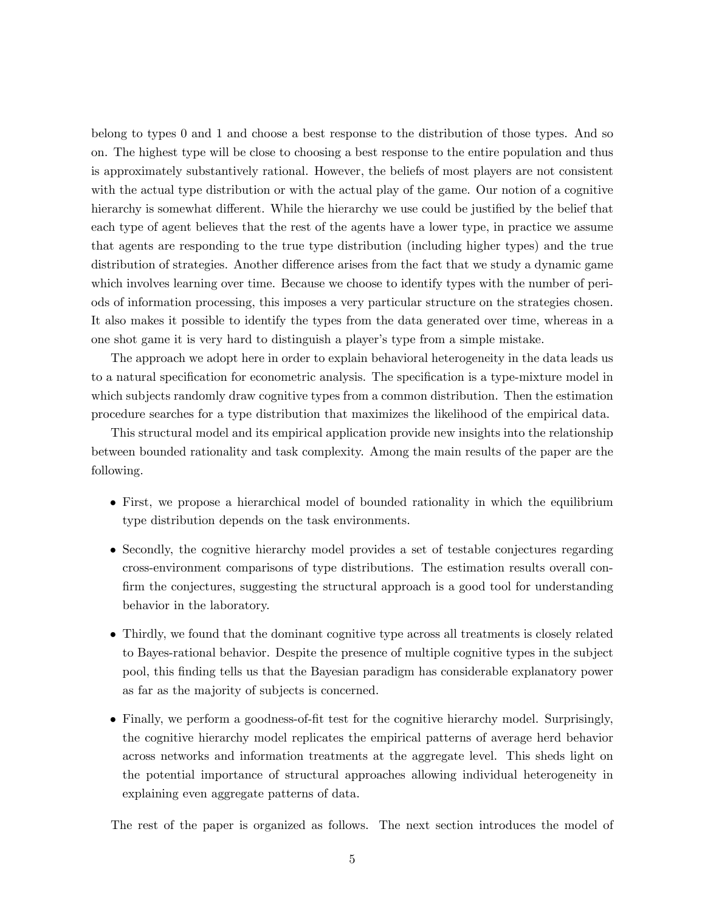belong to types 0 and 1 and choose a best response to the distribution of those types. And so on. The highest type will be close to choosing a best response to the entire population and thus is approximately substantively rational. However, the beliefs of most players are not consistent with the actual type distribution or with the actual play of the game. Our notion of a cognitive hierarchy is somewhat different. While the hierarchy we use could be justified by the belief that each type of agent believes that the rest of the agents have a lower type, in practice we assume that agents are responding to the true type distribution (including higher types) and the true distribution of strategies. Another difference arises from the fact that we study a dynamic game which involves learning over time. Because we choose to identify types with the number of periods of information processing, this imposes a very particular structure on the strategies chosen. It also makes it possible to identify the types from the data generated over time, whereas in a one shot game it is very hard to distinguish a player's type from a simple mistake.

The approach we adopt here in order to explain behavioral heterogeneity in the data leads us to a natural specification for econometric analysis. The specification is a type-mixture model in which subjects randomly draw cognitive types from a common distribution. Then the estimation procedure searches for a type distribution that maximizes the likelihood of the empirical data.

This structural model and its empirical application provide new insights into the relationship between bounded rationality and task complexity. Among the main results of the paper are the following.

- First, we propose a hierarchical model of bounded rationality in which the equilibrium type distribution depends on the task environments.
- Secondly, the cognitive hierarchy model provides a set of testable conjectures regarding cross-environment comparisons of type distributions. The estimation results overall confirm the conjectures, suggesting the structural approach is a good tool for understanding behavior in the laboratory.
- Thirdly, we found that the dominant cognitive type across all treatments is closely related to Bayes-rational behavior. Despite the presence of multiple cognitive types in the subject pool, this finding tells us that the Bayesian paradigm has considerable explanatory power as far as the majority of subjects is concerned.
- Finally, we perform a goodness-of-fit test for the cognitive hierarchy model. Surprisingly, the cognitive hierarchy model replicates the empirical patterns of average herd behavior across networks and information treatments at the aggregate level. This sheds light on the potential importance of structural approaches allowing individual heterogeneity in explaining even aggregate patterns of data.

The rest of the paper is organized as follows. The next section introduces the model of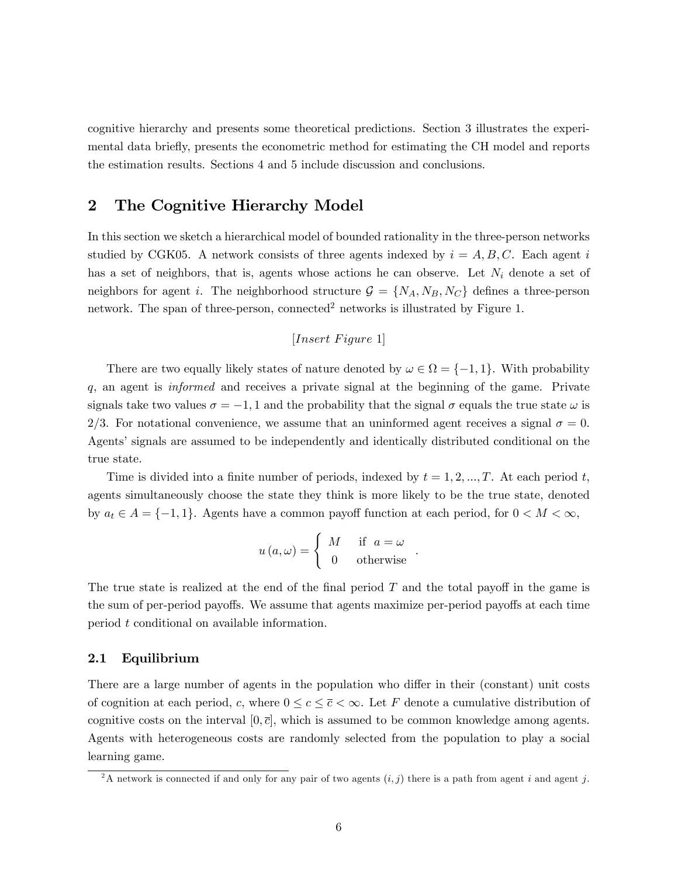cognitive hierarchy and presents some theoretical predictions. Section 3 illustrates the experimental data briefly, presents the econometric method for estimating the CH model and reports the estimation results. Sections 4 and 5 include discussion and conclusions.

# 2 The Cognitive Hierarchy Model

In this section we sketch a hierarchical model of bounded rationality in the three-person networks studied by CGK05. A network consists of three agents indexed by $i = A, B, C$. Each agent $i$ has a set of neighbors, that is, agents whose actions he can observe. Let $N_i$ denote a set of neighbors for agent $i$. The neighborhood structure $\mathcal{G} = \{N_A, N_B, N_C\}$ defines a three-person network. The span of three-person, connected[2] networks is illustrated by Figure 1.

$[Insert\ Figure\ 1]$

There are two equally likely states of nature denoted by $\omega \in \Omega = \{-1, 1\}$. With probability $q$, an agent is *informed* and receives a private signal at the beginning of the game. Private signals take two values $\sigma = -1, 1$ and the probability that the signal $\sigma$ equals the true state $\omega$ is $2/3$. For notational convenience, we assume that an uninformed agent receives a signal $\sigma = 0$. Agents' signals are assumed to be independently and identically distributed conditional on the true state.

Time is divided into a finite number of periods, indexed by $t = 1, 2, ..., T$. At each period $t$, agents simultaneously choose the state they think is more likely to be the true state, denoted by $a_t \in A = \{-1, 1\}$. Agents have a common payoff function at each period, for $0 < M < \infty$,

$$u(a, \omega) = \begin{cases} M & \text{if } a = \omega \\ 0 & \text{otherwise} \end{cases}.$$

The true state is realized at the end of the final period $T$ and the total payoff in the game is the sum of per-period payoffs. We assume that agents maximize per-period payoffs at each time period $t$ conditional on available information.

## 2.1 Equilibrium

There are a large number of agents in the population who differ in their (constant) unit costs of cognition at each period, $c$, where $0 \leq c \leq \bar{c} < \infty$. Let $F$ denote a cumulative distribution of cognitive costs on the interval $[0, \bar{c}]$, which is assumed to be common knowledge among agents. Agents with heterogeneous costs are randomly selected from the population to play a social learning game.

[2] A network is connected if and only for any pair of two agents $(i, j)$ there is a path from agent $i$ and agent $j$.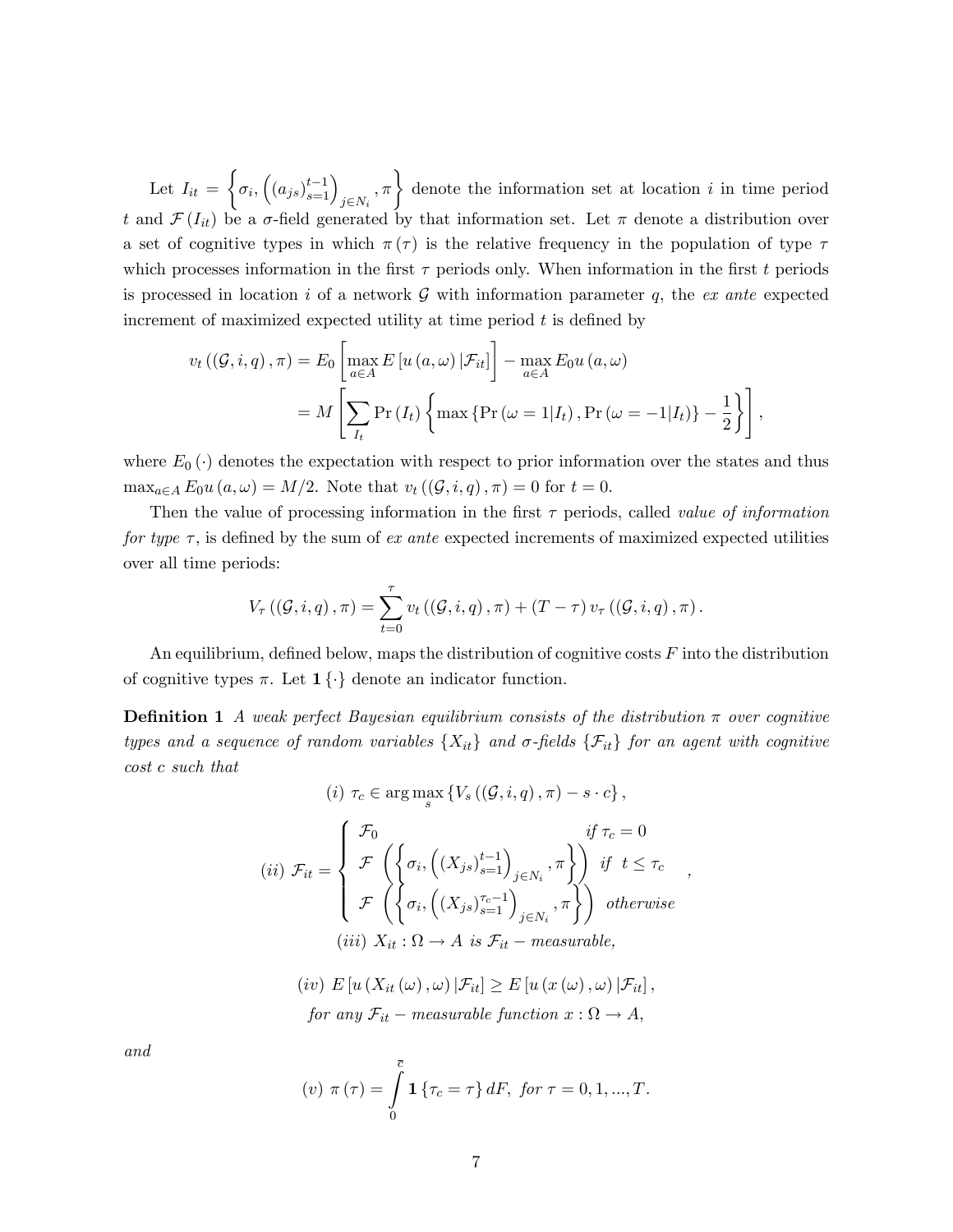Let $I_{it} = \left\{ \sigma_i, \left( (a_{js})_{s=1}^{t-1} \right)_{j \in N_i}, \pi \right\}$ denote the information set at location $i$ in time period $t$ and $\mathcal{F}(I_{it})$ be a $\sigma$-field generated by that information set. Let $\pi$ denote a distribution over a set of cognitive types in which $\pi(\tau)$ is the relative frequency in the population of type $\tau$ which processes information in the first $\tau$ periods only. When information in the first $t$ periods is processed in location $i$ of a network $\mathcal{G}$ with information parameter $q$, the *ex ante* expected increment of maximized expected utility at time period $t$ is defined by

$$
\begin{aligned}
v_t\left((\mathcal{G}, i, q), \pi\right) &= E_0\left[\max_{a \in A} E\left[u(a, \omega) \,|\, \mathcal{F}_{it}\right]\right] - \max_{a \in A} E_0 u(a, \omega) \\
&= M\left[\sum_{I_t} \Pr(I_t)\left\{\max\left\{\Pr(\omega = 1 | I_t), \Pr(\omega = -1 | I_t)\right\} - \frac{1}{2}\right\}\right],
\end{aligned}
$$

where $E_0(\cdot)$ denotes the expectation with respect to prior information over the states and thus $\max_{a \in A} E_0 u(a, \omega) = M/2$. Note that $v_t((\mathcal{G}, i, q), \pi) = 0$ for $t = 0$.

Then the value of processing information in the first $\tau$ periods, called *value of information for type* $\tau$, is defined by the sum of *ex ante* expected increments of maximized expected utilities over all time periods:

$$
V_\tau\left((\mathcal{G}, i, q), \pi\right) = \sum_{t=0}^{\tau} v_t\left((\mathcal{G}, i, q), \pi\right) + (T - \tau)\, v_\tau\left((\mathcal{G}, i, q), \pi\right).
$$

An equilibrium, defined below, maps the distribution of cognitive costs $F$ into the distribution of cognitive types $\pi$. Let $\mathbf{1}\{\cdot\}$ denote an indicator function.

**Definition 1** *A weak perfect Bayesian equilibrium consists of the distribution $\pi$ over cognitive types and a sequence of random variables $\{X_{it}\}$ and $\sigma$-fields $\{\mathcal{F}_{it}\}$ for an agent with cognitive cost $c$ such that*

$$
(i)\ \tau_c \in \arg\max_s \left\{V_s\left((\mathcal{G}, i, q), \pi\right) - s \cdot c\right\},
$$

$$
(ii)\ \mathcal{F}_{it} = \begin{cases} \mathcal{F}_0 & \text{if } \tau_c = 0 \\ \mathcal{F}\left(\left\{\sigma_i, \left((X_{js})_{s=1}^{t-1}\right)_{j \in N_i}, \pi\right\}\right) & \text{if } \ t \leq \tau_c \\ \mathcal{F}\left(\left\{\sigma_i, \left((X_{js})_{s=1}^{\tau_c - 1}\right)_{j \in N_i}, \pi\right\}\right) & \text{otherwise} \end{cases},
$$

$$
(iii)\ X_{it} : \Omega \to A \text{ is } \mathcal{F}_{it}-\text{measurable,}
$$

$$
(iv)\ E\left[u\left(X_{it}(\omega), \omega\right) | \mathcal{F}_{it}\right] \geq E\left[u\left(x(\omega), \omega\right) | \mathcal{F}_{it}\right],
$$
$$
\text{for any } \mathcal{F}_{it}-\text{measurable function } x : \Omega \to A,
$$

*and*

$$
(v)\ \pi(\tau) = \int_0^{\bar{c}} \mathbf{1}\{\tau_c = \tau\}\, dF, \text{ for } \tau = 0, 1, ..., T.
$$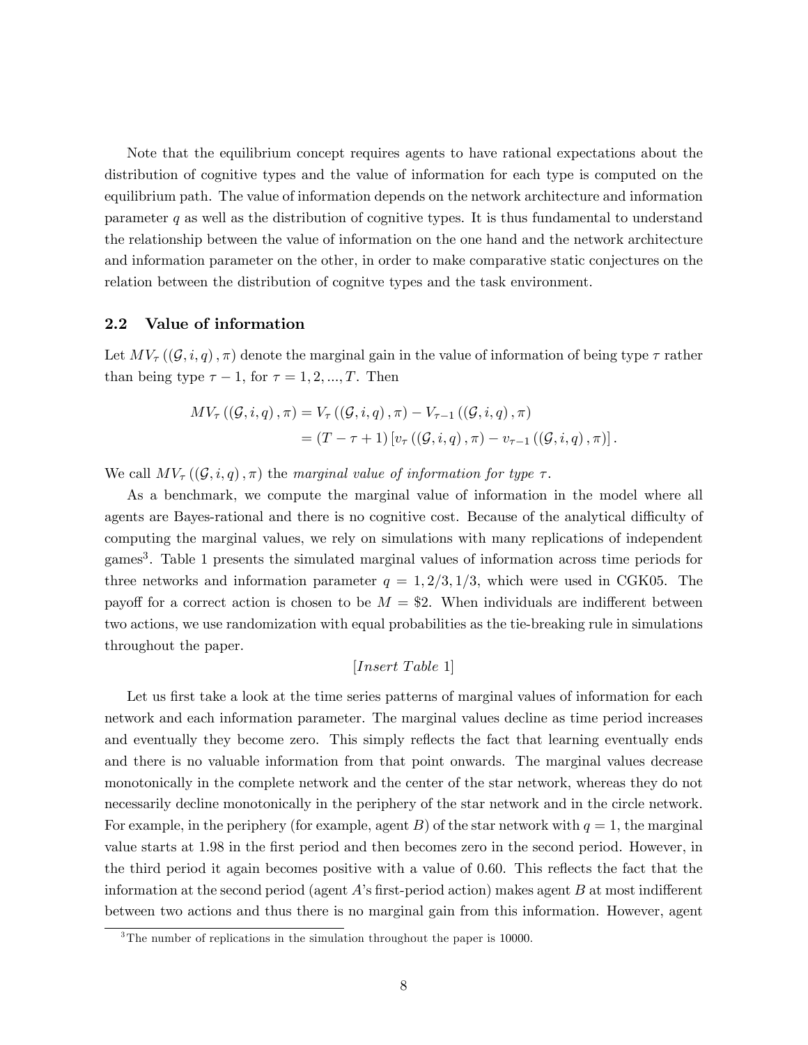Note that the equilibrium concept requires agents to have rational expectations about the distribution of cognitive types and the value of information for each type is computed on the equilibrium path. The value of information depends on the network architecture and information parameter $q$ as well as the distribution of cognitive types. It is thus fundamental to understand the relationship between the value of information on the one hand and the network architecture and information parameter on the other, in order to make comparative static conjectures on the relation between the distribution of cognitve types and the task environment.

## 2.2 Value of information

Let $MV_\tau\left(\left(\mathcal{G}, i, q\right), \pi\right)$ denote the marginal gain in the value of information of being type $\tau$ rather than being type $\tau - 1$, for $\tau = 1, 2, ..., T$. Then

$$\begin{aligned} MV_\tau\left(\left(\mathcal{G}, i, q\right), \pi\right) &= V_\tau\left(\left(\mathcal{G}, i, q\right), \pi\right) - V_{\tau-1}\left(\left(\mathcal{G}, i, q\right), \pi\right) \\ &= \left(T - \tau + 1\right)\left[v_\tau\left(\left(\mathcal{G}, i, q\right), \pi\right) - v_{\tau-1}\left(\left(\mathcal{G}, i, q\right), \pi\right)\right]. \end{aligned}$$

We call $MV_\tau\left(\left(\mathcal{G}, i, q\right), \pi\right)$ the *marginal value of information for type* $\tau$.

As a benchmark, we compute the marginal value of information in the model where all agents are Bayes-rational and there is no cognitive cost. Because of the analytical difficulty of computing the marginal values, we rely on simulations with many replications of independent games[3]. Table 1 presents the simulated marginal values of information across time periods for three networks and information parameter $q = 1, 2/3, 1/3$, which were used in CGK05. The payoff for a correct action is chosen to be $M = \$2$. When individuals are indifferent between two actions, we use randomization with equal probabilities as the tie-breaking rule in simulations throughout the paper.

$[Insert\ Table\ 1]$

Let us first take a look at the time series patterns of marginal values of information for each network and each information parameter. The marginal values decline as time period increases and eventually they become zero. This simply reflects the fact that learning eventually ends and there is no valuable information from that point onwards. The marginal values decrease monotonically in the complete network and the center of the star network, whereas they do not necessarily decline monotonically in the periphery of the star network and in the circle network. For example, in the periphery (for example, agent $B$) of the star network with $q = 1$, the marginal value starts at 1.98 in the first period and then becomes zero in the second period. However, in the third period it again becomes positive with a value of 0.60. This reflects the fact that the information at the second period (agent $A$'s first-period action) makes agent $B$ at most indifferent between two actions and thus there is no marginal gain from this information. However, agent

[3]The number of replications in the simulation throughout the paper is 10000.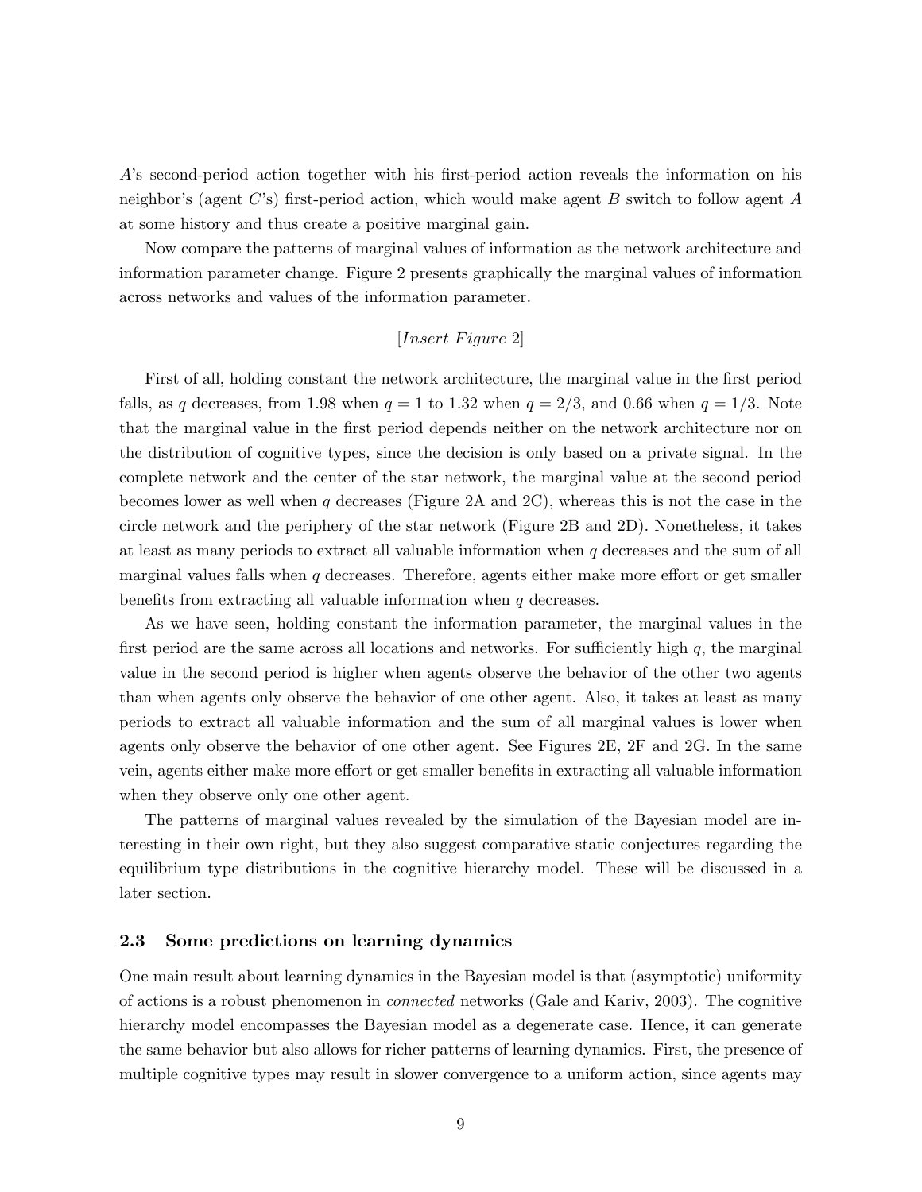$A$'s second-period action together with his first-period action reveals the information on his neighbor's (agent $C$'s) first-period action, which would make agent $B$ switch to follow agent $A$ at some history and thus create a positive marginal gain.

Now compare the patterns of marginal values of information as the network architecture and information parameter change. Figure 2 presents graphically the marginal values of information across networks and values of the information parameter.

[*Insert Figure* 2]

First of all, holding constant the network architecture, the marginal value in the first period falls, as $q$ decreases, from 1.98 when $q = 1$ to 1.32 when $q = 2/3$, and 0.66 when $q = 1/3$. Note that the marginal value in the first period depends neither on the network architecture nor on the distribution of cognitive types, since the decision is only based on a private signal. In the complete network and the center of the star network, the marginal value at the second period becomes lower as well when $q$ decreases (Figure 2A and 2C), whereas this is not the case in the circle network and the periphery of the star network (Figure 2B and 2D). Nonetheless, it takes at least as many periods to extract all valuable information when $q$ decreases and the sum of all marginal values falls when $q$ decreases. Therefore, agents either make more effort or get smaller benefits from extracting all valuable information when $q$ decreases.

As we have seen, holding constant the information parameter, the marginal values in the first period are the same across all locations and networks. For sufficiently high $q$, the marginal value in the second period is higher when agents observe the behavior of the other two agents than when agents only observe the behavior of one other agent. Also, it takes at least as many periods to extract all valuable information and the sum of all marginal values is lower when agents only observe the behavior of one other agent. See Figures 2E, 2F and 2G. In the same vein, agents either make more effort or get smaller benefits in extracting all valuable information when they observe only one other agent.

The patterns of marginal values revealed by the simulation of the Bayesian model are interesting in their own right, but they also suggest comparative static conjectures regarding the equilibrium type distributions in the cognitive hierarchy model. These will be discussed in a later section.

### 2.3 Some predictions on learning dynamics

One main result about learning dynamics in the Bayesian model is that (asymptotic) uniformity of actions is a robust phenomenon in *connected* networks (Gale and Kariv, 2003). The cognitive hierarchy model encompasses the Bayesian model as a degenerate case. Hence, it can generate the same behavior but also allows for richer patterns of learning dynamics. First, the presence of multiple cognitive types may result in slower convergence to a uniform action, since agents may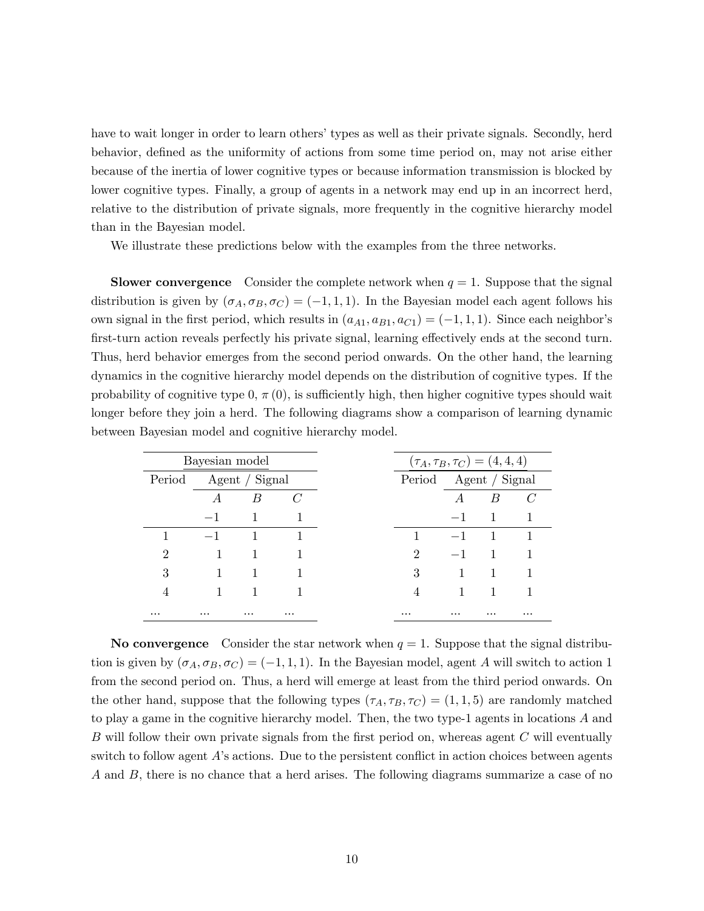have to wait longer in order to learn others' types as well as their private signals. Secondly, herd behavior, defined as the uniformity of actions from some time period on, may not arise either because of the inertia of lower cognitive types or because information transmission is blocked by lower cognitive types. Finally, a group of agents in a network may end up in an incorrect herd, relative to the distribution of private signals, more frequently in the cognitive hierarchy model than in the Bayesian model.

We illustrate these predictions below with the examples from the three networks.

**Slower convergence** Consider the complete network when $q = 1$. Suppose that the signal distribution is given by $(\sigma_A, \sigma_B, \sigma_C) = (-1, 1, 1)$. In the Bayesian model each agent follows his own signal in the first period, which results in $(a_{A1}, a_{B1}, a_{C1}) = (-1, 1, 1)$. Since each neighbor's first-turn action reveals perfectly his private signal, learning effectively ends at the second turn. Thus, herd behavior emerges from the second period onwards. On the other hand, the learning dynamics in the cognitive hierarchy model depends on the distribution of cognitive types. If the probability of cognitive type 0, $\pi(0)$, is sufficiently high, then higher cognitive types should wait longer before they join a herd. The following diagrams show a comparison of learning dynamic between Bayesian model and cognitive hierarchy model.

| Bayesian model | | | |
|---|---|---|---|
| Period | Agent / Signal | | |
| | $A$ | $B$ | $C$ |
| | $-1$ | $1$ | $1$ |
| 1 | $-1$ | $1$ | $1$ |
| 2 | $1$ | $1$ | $1$ |
| 3 | $1$ | $1$ | $1$ |
| 4 | $1$ | $1$ | $1$ |
| ... | ... | ... | ... |

| $(\tau_A, \tau_B, \tau_C) = (4, 4, 4)$ | | | |
|---|---|---|---|
| Period | Agent / Signal | | |
| | $A$ | $B$ | $C$ |
| | $-1$ | $1$ | $1$ |
| 1 | $-1$ | $1$ | $1$ |
| 2 | $-1$ | $1$ | $1$ |
| 3 | $1$ | $1$ | $1$ |
| 4 | $1$ | $1$ | $1$ |
| ... | ... | ... | ... |

**No convergence** Consider the star network when $q = 1$. Suppose that the signal distribution is given by $(\sigma_A, \sigma_B, \sigma_C) = (-1, 1, 1)$. In the Bayesian model, agent $A$ will switch to action 1 from the second period on. Thus, a herd will emerge at least from the third period onwards. On the other hand, suppose that the following types $(\tau_A, \tau_B, \tau_C) = (1, 1, 5)$ are randomly matched to play a game in the cognitive hierarchy model. Then, the two type-1 agents in locations $A$ and $B$ will follow their own private signals from the first period on, whereas agent $C$ will eventually switch to follow agent $A$'s actions. Due to the persistent conflict in action choices between agents $A$ and $B$, there is no chance that a herd arises. The following diagrams summarize a case of no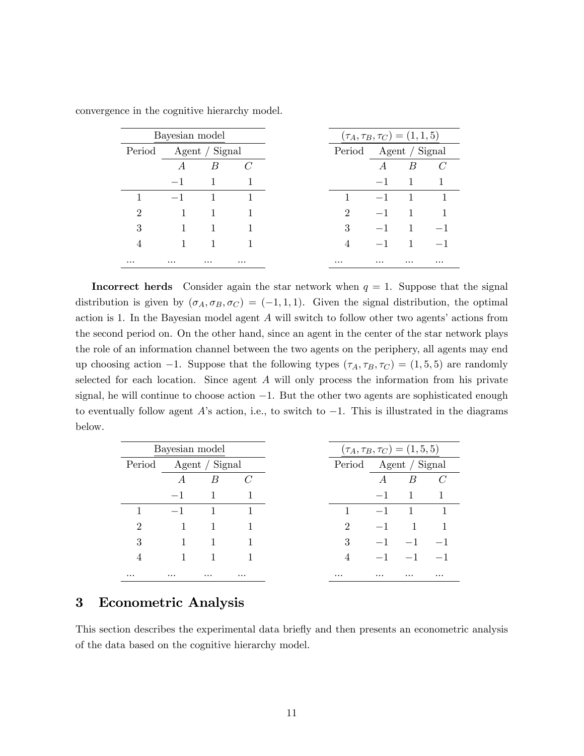convergence in the cognitive hierarchy model.

| Bayesian model | | | |
|---|---|---|---|
| Period | Agent / Signal | | |
| | $A$ | $B$ | $C$ |
| | $-1$ | $1$ | $1$ |
| 1 | $-1$ | $1$ | $1$ |
| 2 | $1$ | $1$ | $1$ |
| 3 | $1$ | $1$ | $1$ |
| 4 | $1$ | $1$ | $1$ |
| ... | ... | ... | ... |

| $(\tau_A, \tau_B, \tau_C) = (1, 1, 5)$ | | | |
|---|---|---|---|
| Period | Agent / Signal | | |
| | $A$ | $B$ | $C$ |
| | $-1$ | $1$ | $1$ |
| 1 | $-1$ | $1$ | $1$ |
| 2 | $-1$ | $1$ | $1$ |
| 3 | $-1$ | $1$ | $-1$ |
| 4 | $-1$ | $1$ | $-1$ |
| ... | ... | ... | ... |

**Incorrect herds** Consider again the star network when $q = 1$. Suppose that the signal distribution is given by $(\sigma_A, \sigma_B, \sigma_C) = (-1, 1, 1)$. Given the signal distribution, the optimal action is 1. In the Bayesian model agent $A$ will switch to follow other two agents' actions from the second period on. On the other hand, since an agent in the center of the star network plays the role of an information channel between the two agents on the periphery, all agents may end up choosing action $-1$. Suppose that the following types $(\tau_A, \tau_B, \tau_C) = (1, 5, 5)$ are randomly selected for each location. Since agent $A$ will only process the information from his private signal, he will continue to choose action $-1$. But the other two agents are sophisticated enough to eventually follow agent $A$'s action, i.e., to switch to $-1$. This is illustrated in the diagrams below.

| Bayesian model | | | |
|---|---|---|---|
| Period | Agent / Signal | | |
| | $A$ | $B$ | $C$ |
| | $-1$ | $1$ | $1$ |
| 1 | $-1$ | $1$ | $1$ |
| 2 | $1$ | $1$ | $1$ |
| 3 | $1$ | $1$ | $1$ |
| 4 | $1$ | $1$ | $1$ |
| ... | ... | ... | ... |

| $(\tau_A, \tau_B, \tau_C) = (1, 5, 5)$ | | | |
|---|---|---|---|
| Period | Agent / Signal | | |
| | $A$ | $B$ | $C$ |
| | $-1$ | $1$ | $1$ |
| 1 | $-1$ | $1$ | $1$ |
| 2 | $-1$ | $1$ | $1$ |
| 3 | $-1$ | $-1$ | $-1$ |
| 4 | $-1$ | $-1$ | $-1$ |
| ... | ... | ... | ... |

## 3 Econometric Analysis

This section describes the experimental data briefly and then presents an econometric analysis of the data based on the cognitive hierarchy model.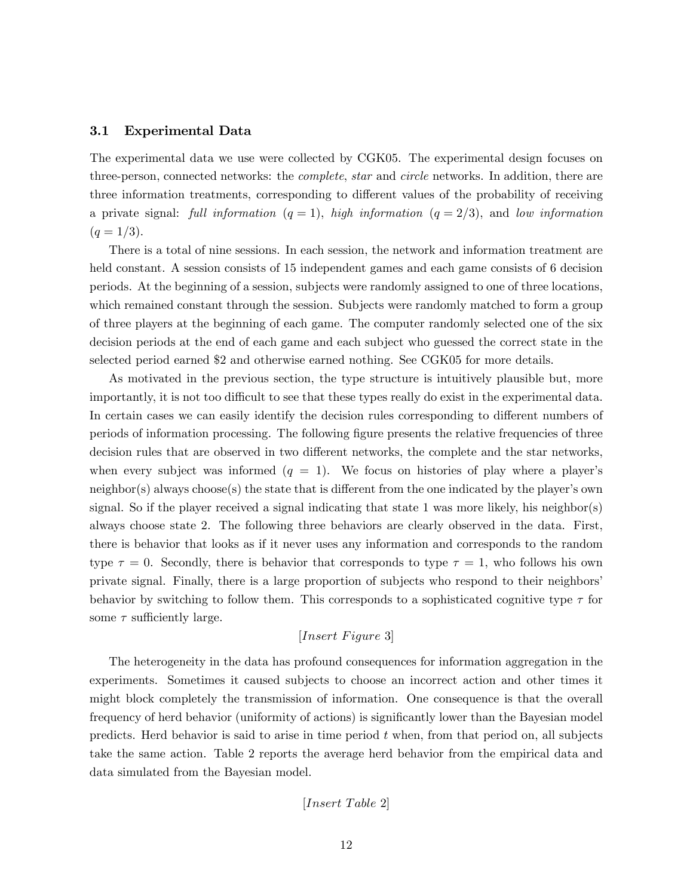### 3.1 Experimental Data

The experimental data we use were collected by CGK05. The experimental design focuses on three-person, connected networks: the *complete*, *star* and *circle* networks. In addition, there are three information treatments, corresponding to different values of the probability of receiving a private signal: *full information* ($q = 1$), *high information* ($q = 2/3$), and *low information* ($q = 1/3$).

There is a total of nine sessions. In each session, the network and information treatment are held constant. A session consists of 15 independent games and each game consists of 6 decision periods. At the beginning of a session, subjects were randomly assigned to one of three locations, which remained constant through the session. Subjects were randomly matched to form a group of three players at the beginning of each game. The computer randomly selected one of the six decision periods at the end of each game and each subject who guessed the correct state in the selected period earned $2 and otherwise earned nothing. See CGK05 for more details.

As motivated in the previous section, the type structure is intuitively plausible but, more importantly, it is not too difficult to see that these types really do exist in the experimental data. In certain cases we can easily identify the decision rules corresponding to different numbers of periods of information processing. The following figure presents the relative frequencies of three decision rules that are observed in two different networks, the complete and the star networks, when every subject was informed ($q = 1$). We focus on histories of play where a player's neighbor(s) always choose(s) the state that is different from the one indicated by the player's own signal. So if the player received a signal indicating that state 1 was more likely, his neighbor(s) always choose state 2. The following three behaviors are clearly observed in the data. First, there is behavior that looks as if it never uses any information and corresponds to the random type $\tau = 0$. Secondly, there is behavior that corresponds to type $\tau = 1$, who follows his own private signal. Finally, there is a large proportion of subjects who respond to their neighbors' behavior by switching to follow them. This corresponds to a sophisticated cognitive type $\tau$ for some $\tau$ sufficiently large.

[*Insert Figure* 3]

The heterogeneity in the data has profound consequences for information aggregation in the experiments. Sometimes it caused subjects to choose an incorrect action and other times it might block completely the transmission of information. One consequence is that the overall frequency of herd behavior (uniformity of actions) is significantly lower than the Bayesian model predicts. Herd behavior is said to arise in time period $t$ when, from that period on, all subjects take the same action. Table 2 reports the average herd behavior from the empirical data and data simulated from the Bayesian model.

[*Insert Table* 2]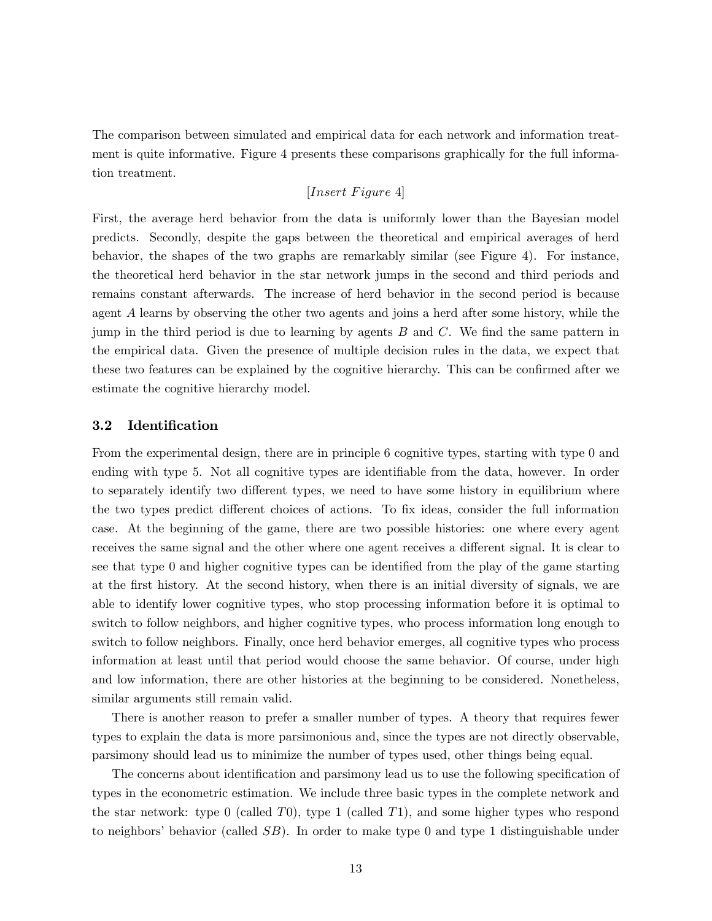The comparison between simulated and empirical data for each network and information treatment is quite informative. Figure 4 presents these comparisons graphically for the full information treatment.

[*Insert Figure* 4]

First, the average herd behavior from the data is uniformly lower than the Bayesian model predicts. Secondly, despite the gaps between the theoretical and empirical averages of herd behavior, the shapes of the two graphs are remarkably similar (see Figure 4). For instance, the theoretical herd behavior in the star network jumps in the second and third periods and remains constant afterwards. The increase of herd behavior in the second period is because agent $A$ learns by observing the other two agents and joins a herd after some history, while the jump in the third period is due to learning by agents $B$ and $C$. We find the same pattern in the empirical data. Given the presence of multiple decision rules in the data, we expect that these two features can be explained by the cognitive hierarchy. This can be confirmed after we estimate the cognitive hierarchy model.

### 3.2 Identification

From the experimental design, there are in principle 6 cognitive types, starting with type 0 and ending with type 5. Not all cognitive types are identifiable from the data, however. In order to separately identify two different types, we need to have some history in equilibrium where the two types predict different choices of actions. To fix ideas, consider the full information case. At the beginning of the game, there are two possible histories: one where every agent receives the same signal and the other where one agent receives a different signal. It is clear to see that type 0 and higher cognitive types can be identified from the play of the game starting at the first history. At the second history, when there is an initial diversity of signals, we are able to identify lower cognitive types, who stop processing information before it is optimal to switch to follow neighbors, and higher cognitive types, who process information long enough to switch to follow neighbors. Finally, once herd behavior emerges, all cognitive types who process information at least until that period would choose the same behavior. Of course, under high and low information, there are other histories at the beginning to be considered. Nonetheless, similar arguments still remain valid.

There is another reason to prefer a smaller number of types. A theory that requires fewer types to explain the data is more parsimonious and, since the types are not directly observable, parsimony should lead us to minimize the number of types used, other things being equal.

The concerns about identification and parsimony lead us to use the following specification of types in the econometric estimation. We include three basic types in the complete network and the star network: type 0 (called $T0$), type 1 (called $T1$), and some higher types who respond to neighbors' behavior (called $SB$). In order to make type 0 and type 1 distinguishable under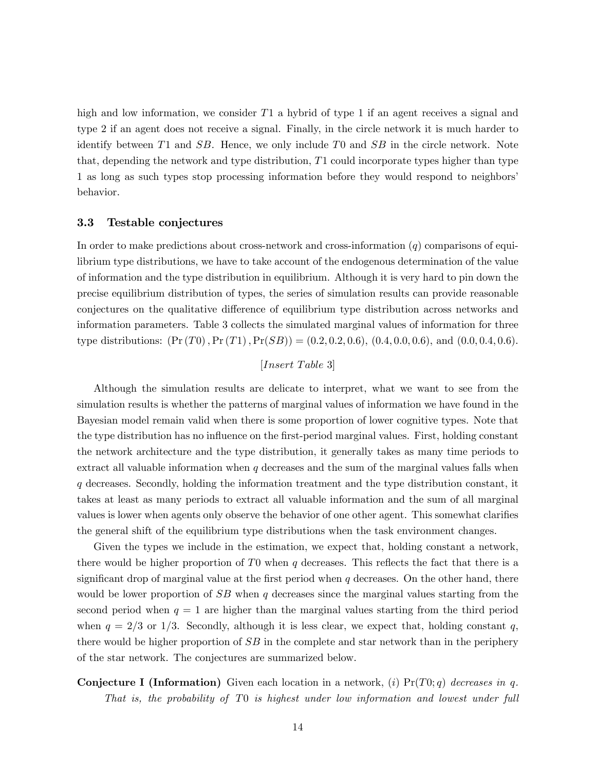high and low information, we consider $T1$ a hybrid of type 1 if an agent receives a signal and type 2 if an agent does not receive a signal. Finally, in the circle network it is much harder to identify between $T1$ and $SB$. Hence, we only include $T0$ and $SB$ in the circle network. Note that, depending the network and type distribution, $T1$ could incorporate types higher than type 1 as long as such types stop processing information before they would respond to neighbors' behavior.

### 3.3 Testable conjectures

In order to make predictions about cross-network and cross-information ($q$) comparisons of equilibrium type distributions, we have to take account of the endogenous determination of the value of information and the type distribution in equilibrium. Although it is very hard to pin down the precise equilibrium distribution of types, the series of simulation results can provide reasonable conjectures on the qualitative difference of equilibrium type distribution across networks and information parameters. Table 3 collects the simulated marginal values of information for three type distributions: $(\Pr(T0), \Pr(T1), \Pr(SB)) = (0.2, 0.2, 0.6)$, $(0.4, 0.0, 0.6)$, and $(0.0, 0.4, 0.6)$.

*[Insert Table 3]*

Although the simulation results are delicate to interpret, what we want to see from the simulation results is whether the patterns of marginal values of information we have found in the Bayesian model remain valid when there is some proportion of lower cognitive types. Note that the type distribution has no influence on the first-period marginal values. First, holding constant the network architecture and the type distribution, it generally takes as many time periods to extract all valuable information when $q$ decreases and the sum of the marginal values falls when $q$ decreases. Secondly, holding the information treatment and the type distribution constant, it takes at least as many periods to extract all valuable information and the sum of all marginal values is lower when agents only observe the behavior of one other agent. This somewhat clarifies the general shift of the equilibrium type distributions when the task environment changes.

Given the types we include in the estimation, we expect that, holding constant a network, there would be higher proportion of $T0$ when $q$ decreases. This reflects the fact that there is a significant drop of marginal value at the first period when $q$ decreases. On the other hand, there would be lower proportion of $SB$ when $q$ decreases since the marginal values starting from the second period when $q = 1$ are higher than the marginal values starting from the third period when $q = 2/3$ or $1/3$. Secondly, although it is less clear, we expect that, holding constant $q$, there would be higher proportion of $SB$ in the complete and star network than in the periphery of the star network. The conjectures are summarized below.

**Conjecture I (Information)** Given each location in a network, $(i)$ $\Pr(T0; q)$ *decreases in* $q$. *That is, the probability of* $T0$ *is highest under low information and lowest under full*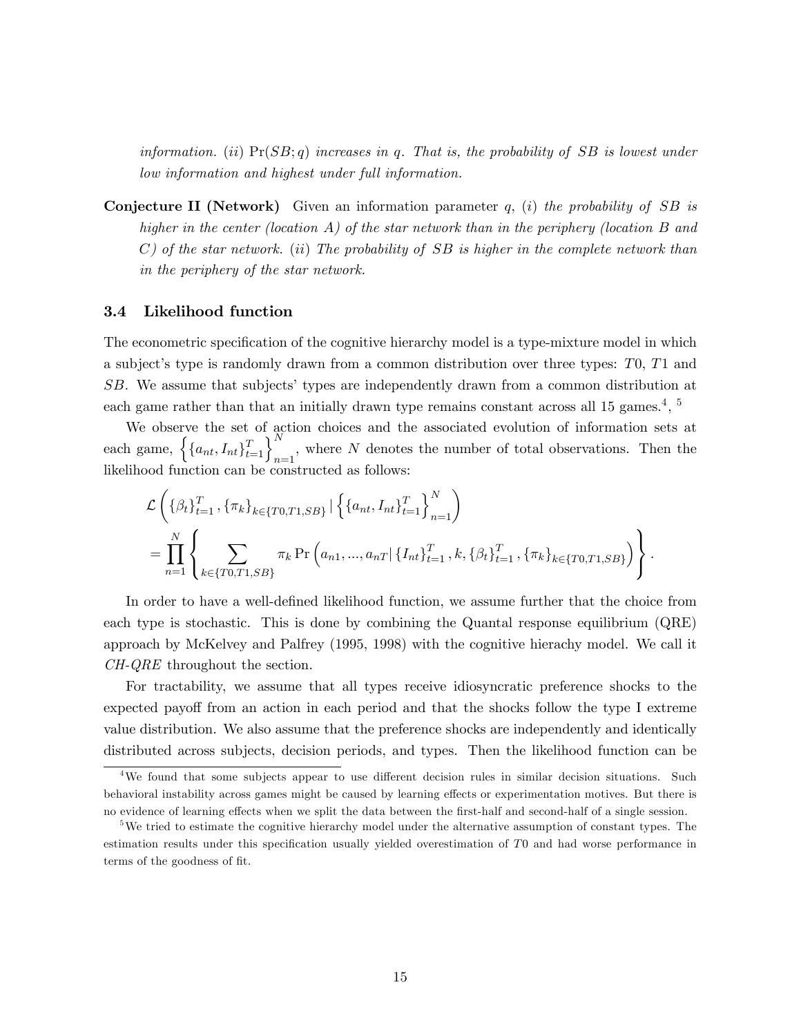*information. (ii)* $\Pr(SB; q)$ *increases in* $q$*. That is, the probability of SB is lowest under low information and highest under full information.*

**Conjecture II (Network)** Given an information parameter $q$, *(i) the probability of SB is higher in the center (location A) of the star network than in the periphery (location B and C) of the star network. (ii) The probability of SB is higher in the complete network than in the periphery of the star network.*

### 3.4 Likelihood function

The econometric specification of the cognitive hierarchy model is a type-mixture model in which a subject's type is randomly drawn from a common distribution over three types: $T0$, $T1$ and $SB$. We assume that subjects' types are independently drawn from a common distribution at each game rather than that an initially drawn type remains constant across all 15 games.[4], [5]

We observe the set of action choices and the associated evolution of information sets at each game, $\left\{\{a_{nt}, I_{nt}\}_{t=1}^{T}\right\}_{n=1}^{N}$, where $N$ denotes the number of total observations. Then the likelihood function can be constructed as follows:

$$
\begin{aligned}
&\mathcal{L}\left(\{\beta_t\}_{t=1}^{T}, \{\pi_k\}_{k\in\{T0,T1,SB\}} \,|\, \left\{\{a_{nt}, I_{nt}\}_{t=1}^{T}\right\}_{n=1}^{N}\right) \\
&= \prod_{n=1}^{N}\left\{\sum_{k\in\{T0,T1,SB\}} \pi_k \Pr\left(a_{n1}, ..., a_{nT} \,|\, \{I_{nt}\}_{t=1}^{T}, k, \{\beta_t\}_{t=1}^{T}, \{\pi_k\}_{k\in\{T0,T1,SB\}}\right)\right\}.
\end{aligned}
$$

In order to have a well-defined likelihood function, we assume further that the choice from each type is stochastic. This is done by combining the Quantal response equilibrium (QRE) approach by McKelvey and Palfrey (1995, 1998) with the cognitive hierachy model. We call it *CH-QRE* throughout the section.

For tractability, we assume that all types receive idiosyncratic preference shocks to the expected payoff from an action in each period and that the shocks follow the type I extreme value distribution. We also assume that the preference shocks are independently and identically distributed across subjects, decision periods, and types. Then the likelihood function can be

[4] We found that some subjects appear to use different decision rules in similar decision situations. Such behavioral instability across games might be caused by learning effects or experimentation motives. But there is no evidence of learning effects when we split the data between the first-half and second-half of a single session.

[5] We tried to estimate the cognitive hierarchy model under the alternative assumption of constant types. The estimation results under this specification usually yielded overestimation of $T0$ and had worse performance in terms of the goodness of fit.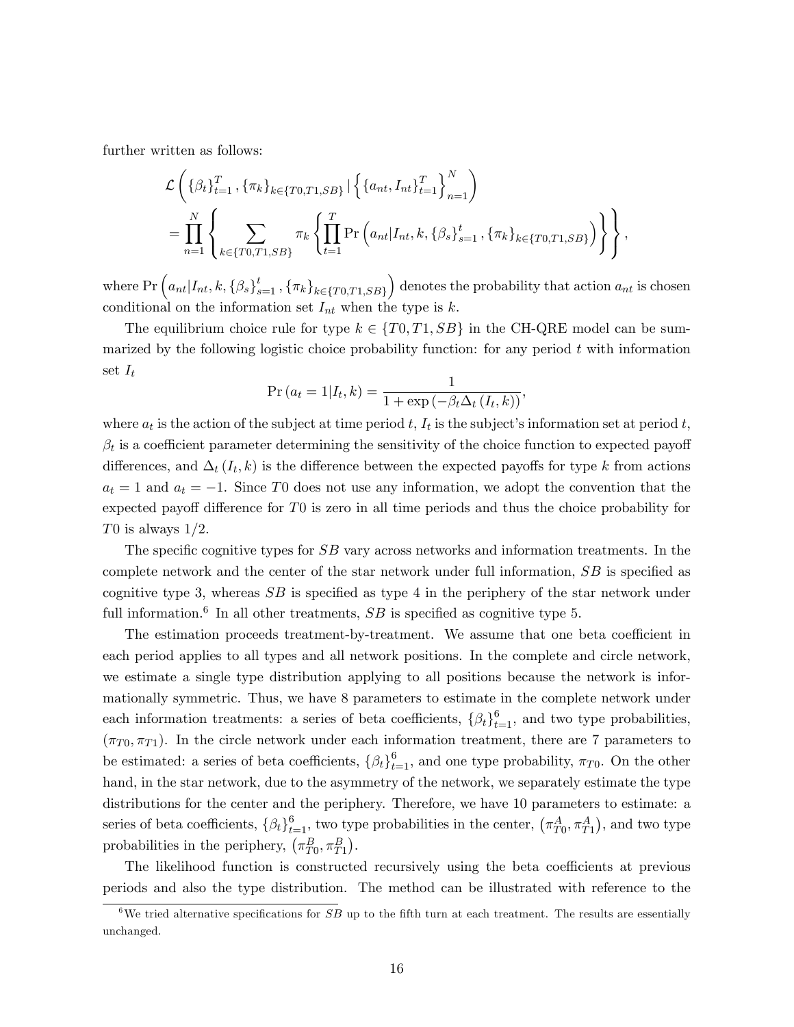further written as follows:

$$\mathcal{L}\left(\{\beta_t\}_{t=1}^{T}, \{\pi_k\}_{k\in\{T0,T1,SB\}} \mid \left\{\{a_{nt}, I_{nt}\}_{t=1}^{T}\right\}_{n=1}^{N}\right)$$
$$= \prod_{n=1}^{N}\left\{\sum_{k\in\{T0,T1,SB\}} \pi_k \left\{\prod_{t=1}^{T} \Pr\left(a_{nt}|I_{nt}, k, \{\beta_s\}_{s=1}^{t}, \{\pi_k\}_{k\in\{T0,T1,SB\}}\right)\right\}\right\},$$

where $\Pr\left(a_{nt}|I_{nt}, k, \{\beta_s\}_{s=1}^{t}, \{\pi_k\}_{k\in\{T0,T1,SB\}}\right)$ denotes the probability that action $a_{nt}$ is chosen conditional on the information set $I_{nt}$ when the type is $k$.

The equilibrium choice rule for type $k \in \{T0, T1, SB\}$ in the CH-QRE model can be summarized by the following logistic choice probability function: for any period $t$ with information set $I_t$

$$\Pr(a_t = 1|I_t, k) = \frac{1}{1 + \exp(-\beta_t \Delta_t(I_t, k))},$$

where $a_t$ is the action of the subject at time period $t$, $I_t$ is the subject's information set at period $t$, $\beta_t$ is a coefficient parameter determining the sensitivity of the choice function to expected payoff differences, and $\Delta_t(I_t, k)$ is the difference between the expected payoffs for type $k$ from actions $a_t = 1$ and $a_t = -1$. Since $T0$ does not use any information, we adopt the convention that the expected payoff difference for $T0$ is zero in all time periods and thus the choice probability for $T0$ is always $1/2$.

The specific cognitive types for $SB$ vary across networks and information treatments. In the complete network and the center of the star network under full information, $SB$ is specified as cognitive type 3, whereas $SB$ is specified as type 4 in the periphery of the star network under full information.[6] In all other treatments, $SB$ is specified as cognitive type 5.

The estimation proceeds treatment-by-treatment. We assume that one beta coefficient in each period applies to all types and all network positions. In the complete and circle network, we estimate a single type distribution applying to all positions because the network is informationally symmetric. Thus, we have 8 parameters to estimate in the complete network under each information treatments: a series of beta coefficients, $\{\beta_t\}_{t=1}^{6}$, and two type probabilities, $(\pi_{T0}, \pi_{T1})$. In the circle network under each information treatment, there are 7 parameters to be estimated: a series of beta coefficients, $\{\beta_t\}_{t=1}^{6}$, and one type probability, $\pi_{T0}$. On the other hand, in the star network, due to the asymmetry of the network, we separately estimate the type distributions for the center and the periphery. Therefore, we have 10 parameters to estimate: a series of beta coefficients, $\{\beta_t\}_{t=1}^{6}$, two type probabilities in the center, $(\pi_{T0}^{A}, \pi_{T1}^{A})$, and two type probabilities in the periphery, $(\pi_{T0}^{B}, \pi_{T1}^{B})$.

The likelihood function is constructed recursively using the beta coefficients at previous periods and also the type distribution. The method can be illustrated with reference to the

[6] We tried alternative specifications for $SB$ up to the fifth turn at each treatment. The results are essentially unchanged.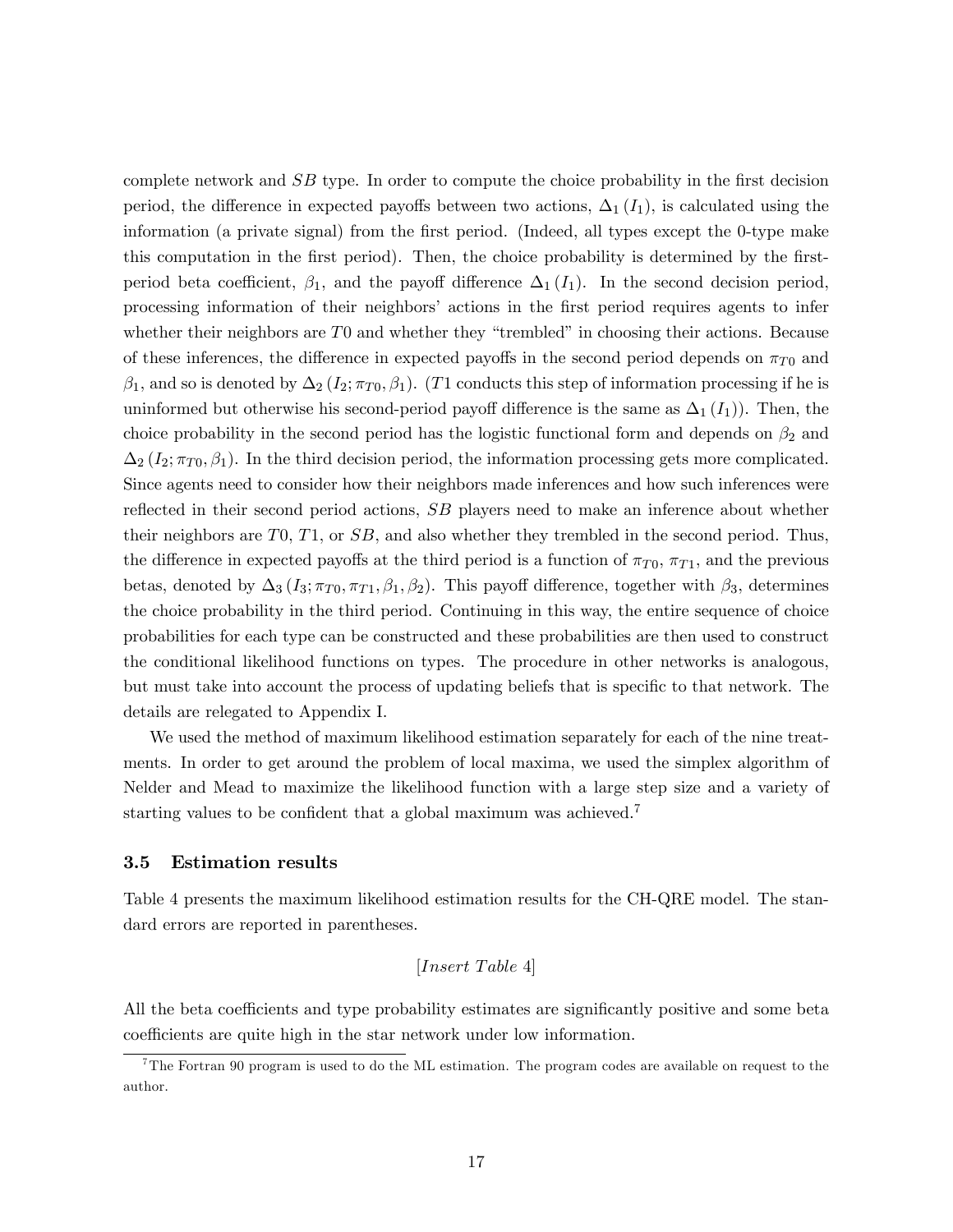complete network and $SB$ type. In order to compute the choice probability in the first decision period, the difference in expected payoffs between two actions, $\Delta_1(I_1)$, is calculated using the information (a private signal) from the first period. (Indeed, all types except the 0-type make this computation in the first period). Then, the choice probability is determined by the first-period beta coefficient, $\beta_1$, and the payoff difference $\Delta_1(I_1)$. In the second decision period, processing information of their neighbors' actions in the first period requires agents to infer whether their neighbors are $T0$ and whether they "trembled" in choosing their actions. Because of these inferences, the difference in expected payoffs in the second period depends on $\pi_{T0}$ and $\beta_1$, and so is denoted by $\Delta_2(I_2; \pi_{T0}, \beta_1)$. ($T1$ conducts this step of information processing if he is uninformed but otherwise his second-period payoff difference is the same as $\Delta_1(I_1)$). Then, the choice probability in the second period has the logistic functional form and depends on $\beta_2$ and $\Delta_2(I_2; \pi_{T0}, \beta_1)$. In the third decision period, the information processing gets more complicated. Since agents need to consider how their neighbors made inferences and how such inferences were reflected in their second period actions, $SB$ players need to make an inference about whether their neighbors are $T0$, $T1$, or $SB$, and also whether they trembled in the second period. Thus, the difference in expected payoffs at the third period is a function of $\pi_{T0}$, $\pi_{T1}$, and the previous betas, denoted by $\Delta_3(I_3; \pi_{T0}, \pi_{T1}, \beta_1, \beta_2)$. This payoff difference, together with $\beta_3$, determines the choice probability in the third period. Continuing in this way, the entire sequence of choice probabilities for each type can be constructed and these probabilities are then used to construct the conditional likelihood functions on types. The procedure in other networks is analogous, but must take into account the process of updating beliefs that is specific to that network. The details are relegated to Appendix I.

We used the method of maximum likelihood estimation separately for each of the nine treatments. In order to get around the problem of local maxima, we used the simplex algorithm of Nelder and Mead to maximize the likelihood function with a large step size and a variety of starting values to be confident that a global maximum was achieved.[7]

### 3.5 Estimation results

Table 4 presents the maximum likelihood estimation results for the CH-QRE model. The standard errors are reported in parentheses.

[*Insert Table* 4]

All the beta coefficients and type probability estimates are significantly positive and some beta coefficients are quite high in the star network under low information.

[7] The Fortran 90 program is used to do the ML estimation. The program codes are available on request to the author.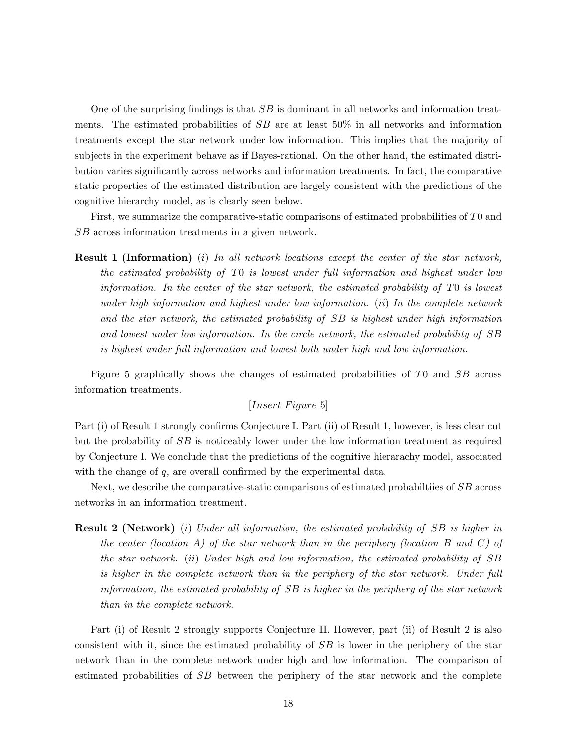One of the surprising findings is that $SB$ is dominant in all networks and information treatments. The estimated probabilities of $SB$ are at least 50% in all networks and information treatments except the star network under low information. This implies that the majority of subjects in the experiment behave as if Bayes-rational. On the other hand, the estimated distribution varies significantly across networks and information treatments. In fact, the comparative static properties of the estimated distribution are largely consistent with the predictions of the cognitive hierarchy model, as is clearly seen below.

First, we summarize the comparative-static comparisons of estimated probabilities of $T0$ and $SB$ across information treatments in a given network.

**Result 1 (Information)** (*i*) *In all network locations except the center of the star network, the estimated probability of $T0$ is lowest under full information and highest under low information. In the center of the star network, the estimated probability of $T0$ is lowest under high information and highest under low information.* (*ii*) *In the complete network and the star network, the estimated probability of $SB$ is highest under high information and lowest under low information. In the circle network, the estimated probability of $SB$ is highest under full information and lowest both under high and low information.*

Figure 5 graphically shows the changes of estimated probabilities of $T0$ and $SB$ across information treatments.

[*Insert Figure* 5]

Part (i) of Result 1 strongly confirms Conjecture I. Part (ii) of Result 1, however, is less clear cut but the probability of $SB$ is noticeably lower under the low information treatment as required by Conjecture I. We conclude that the predictions of the cognitive hierarachy model, associated with the change of $q$, are overall confirmed by the experimental data.

Next, we describe the comparative-static comparisons of estimated probabiltiies of $SB$ across networks in an information treatment.

**Result 2 (Network)** (*i*) *Under all information, the estimated probability of $SB$ is higher in the center (location $A$) of the star network than in the periphery (location $B$ and $C$) of the star network.* (*ii*) *Under high and low information, the estimated probability of $SB$ is higher in the complete network than in the periphery of the star network. Under full information, the estimated probability of $SB$ is higher in the periphery of the star network than in the complete network.*

Part (i) of Result 2 strongly supports Conjecture II. However, part (ii) of Result 2 is also consistent with it, since the estimated probability of $SB$ is lower in the periphery of the star network than in the complete network under high and low information. The comparison of estimated probabilities of $SB$ between the periphery of the star network and the complete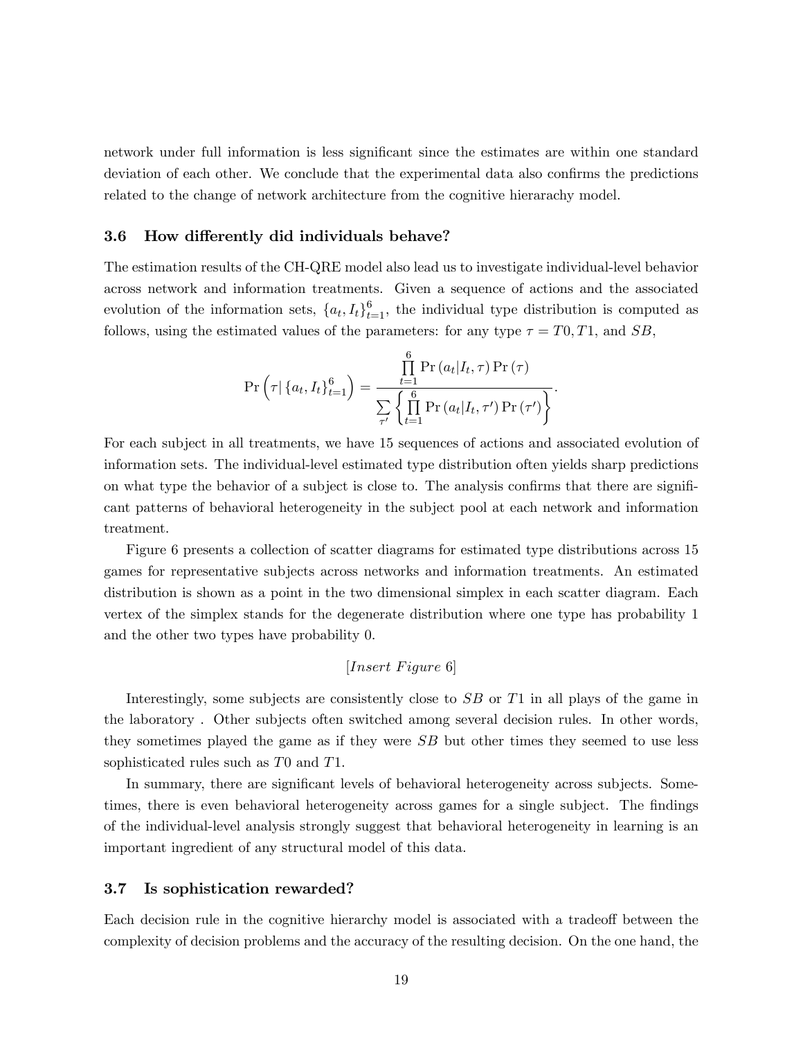network under full information is less significant since the estimates are within one standard deviation of each other. We conclude that the experimental data also confirms the predictions related to the change of network architecture from the cognitive hierarachy model.

### 3.6 How differently did individuals behave?

The estimation results of the CH-QRE model also lead us to investigate individual-level behavior across network and information treatments. Given a sequence of actions and the associated evolution of the information sets, $\{a_t, I_t\}_{t=1}^{6}$, the individual type distribution is computed as follows, using the estimated values of the parameters: for any type $\tau = T0, T1$, and $SB$,

$$\Pr\left(\tau | \{a_t, I_t\}_{t=1}^{6}\right) = \frac{\prod_{t=1}^{6} \Pr\left(a_t | I_t, \tau\right) \Pr\left(\tau\right)}{\sum_{\tau'} \left\{ \prod_{t=1}^{6} \Pr\left(a_t | I_t, \tau'\right) \Pr\left(\tau'\right) \right\}}.$$

For each subject in all treatments, we have 15 sequences of actions and associated evolution of information sets. The individual-level estimated type distribution often yields sharp predictions on what type the behavior of a subject is close to. The analysis confirms that there are significant patterns of behavioral heterogeneity in the subject pool at each network and information treatment.

Figure 6 presents a collection of scatter diagrams for estimated type distributions across 15 games for representative subjects across networks and information treatments. An estimated distribution is shown as a point in the two dimensional simplex in each scatter diagram. Each vertex of the simplex stands for the degenerate distribution where one type has probability 1 and the other two types have probability 0.

[*Insert Figure* 6]

Interestingly, some subjects are consistently close to $SB$ or $T1$ in all plays of the game in the laboratory . Other subjects often switched among several decision rules. In other words, they sometimes played the game as if they were $SB$ but other times they seemed to use less sophisticated rules such as $T0$ and $T1$.

In summary, there are significant levels of behavioral heterogeneity across subjects. Sometimes, there is even behavioral heterogeneity across games for a single subject. The findings of the individual-level analysis strongly suggest that behavioral heterogeneity in learning is an important ingredient of any structural model of this data.

### 3.7 Is sophistication rewarded?

Each decision rule in the cognitive hierarchy model is associated with a tradeoff between the complexity of decision problems and the accuracy of the resulting decision. On the one hand, the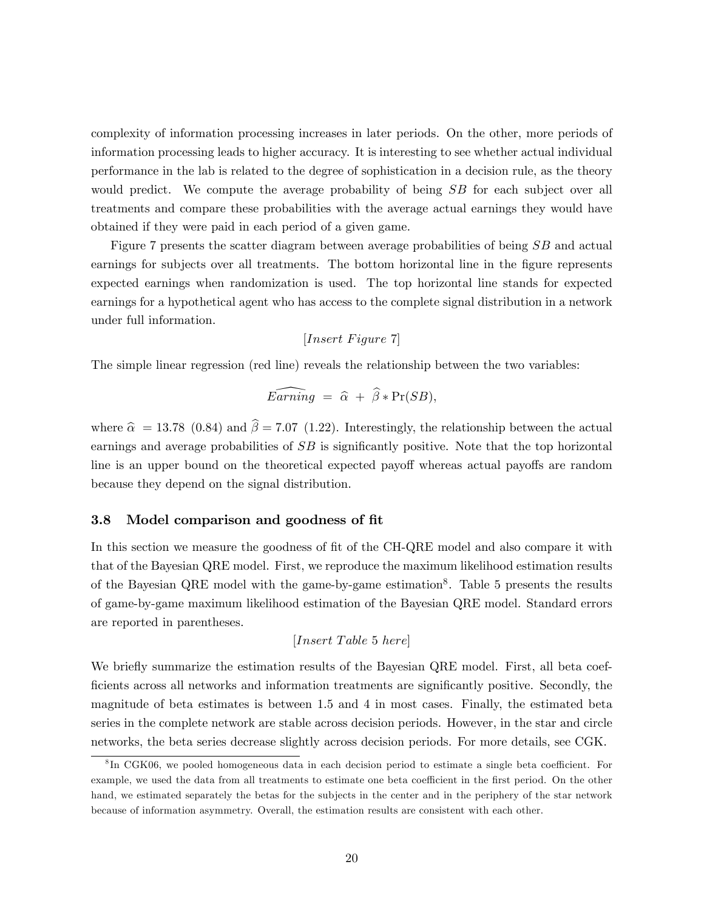complexity of information processing increases in later periods. On the other, more periods of information processing leads to higher accuracy. It is interesting to see whether actual individual performance in the lab is related to the degree of sophistication in a decision rule, as the theory would predict. We compute the average probability of being $SB$ for each subject over all treatments and compare these probabilities with the average actual earnings they would have obtained if they were paid in each period of a given game.

Figure 7 presents the scatter diagram between average probabilities of being $SB$ and actual earnings for subjects over all treatments. The bottom horizontal line in the figure represents expected earnings when randomization is used. The top horizontal line stands for expected earnings for a hypothetical agent who has access to the complete signal distribution in a network under full information.

$$[Insert\ Figure\ 7]$$

The simple linear regression (red line) reveals the relationship between the two variables:

$$\widehat{Earning} \ = \ \widehat{\alpha} \ + \ \widehat{\beta} * \Pr(SB),$$

where $\widehat{\alpha} = 13.78$ (0.84) and $\widehat{\beta} = 7.07$ (1.22). Interestingly, the relationship between the actual earnings and average probabilities of $SB$ is significantly positive. Note that the top horizontal line is an upper bound on the theoretical expected payoff whereas actual payoffs are random because they depend on the signal distribution.

### 3.8 Model comparison and goodness of fit

In this section we measure the goodness of fit of the CH-QRE model and also compare it with that of the Bayesian QRE model. First, we reproduce the maximum likelihood estimation results of the Bayesian QRE model with the game-by-game estimation[8]. Table 5 presents the results of game-by-game maximum likelihood estimation of the Bayesian QRE model. Standard errors are reported in parentheses.

$$[Insert\ Table\ 5\ here]$$

We briefly summarize the estimation results of the Bayesian QRE model. First, all beta coefficients across all networks and information treatments are significantly positive. Secondly, the magnitude of beta estimates is between 1.5 and 4 in most cases. Finally, the estimated beta series in the complete network are stable across decision periods. However, in the star and circle networks, the beta series decrease slightly across decision periods. For more details, see CGK.

[8] In CGK06, we pooled homogeneous data in each decision period to estimate a single beta coefficient. For example, we used the data from all treatments to estimate one beta coefficient in the first period. On the other hand, we estimated separately the betas for the subjects in the center and in the periphery of the star network because of information asymmetry. Overall, the estimation results are consistent with each other.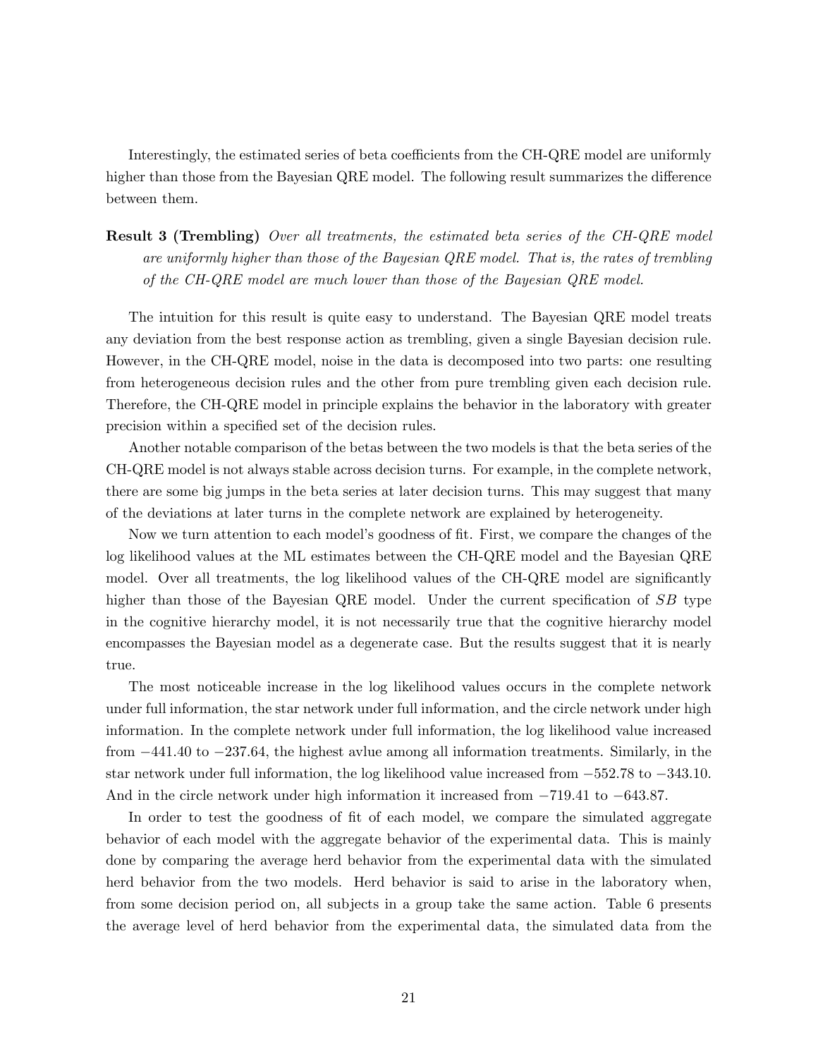Interestingly, the estimated series of beta coefficients from the CH-QRE model are uniformly higher than those from the Bayesian QRE model. The following result summarizes the difference between them.

**Result 3 (Trembling)** *Over all treatments, the estimated beta series of the CH-QRE model are uniformly higher than those of the Bayesian QRE model. That is, the rates of trembling of the CH-QRE model are much lower than those of the Bayesian QRE model.*

The intuition for this result is quite easy to understand. The Bayesian QRE model treats any deviation from the best response action as trembling, given a single Bayesian decision rule. However, in the CH-QRE model, noise in the data is decomposed into two parts: one resulting from heterogeneous decision rules and the other from pure trembling given each decision rule. Therefore, the CH-QRE model in principle explains the behavior in the laboratory with greater precision within a specified set of the decision rules.

Another notable comparison of the betas between the two models is that the beta series of the CH-QRE model is not always stable across decision turns. For example, in the complete network, there are some big jumps in the beta series at later decision turns. This may suggest that many of the deviations at later turns in the complete network are explained by heterogeneity.

Now we turn attention to each model's goodness of fit. First, we compare the changes of the log likelihood values at the ML estimates between the CH-QRE model and the Bayesian QRE model. Over all treatments, the log likelihood values of the CH-QRE model are significantly higher than those of the Bayesian QRE model. Under the current specification of $SB$ type in the cognitive hierarchy model, it is not necessarily true that the cognitive hierarchy model encompasses the Bayesian model as a degenerate case. But the results suggest that it is nearly true.

The most noticeable increase in the log likelihood values occurs in the complete network under full information, the star network under full information, and the circle network under high information. In the complete network under full information, the log likelihood value increased from $-441.40$ to $-237.64$, the highest avlue among all information treatments. Similarly, in the star network under full information, the log likelihood value increased from $-552.78$ to $-343.10$. And in the circle network under high information it increased from $-719.41$ to $-643.87$.

In order to test the goodness of fit of each model, we compare the simulated aggregate behavior of each model with the aggregate behavior of the experimental data. This is mainly done by comparing the average herd behavior from the experimental data with the simulated herd behavior from the two models. Herd behavior is said to arise in the laboratory when, from some decision period on, all subjects in a group take the same action. Table 6 presents the average level of herd behavior from the experimental data, the simulated data from the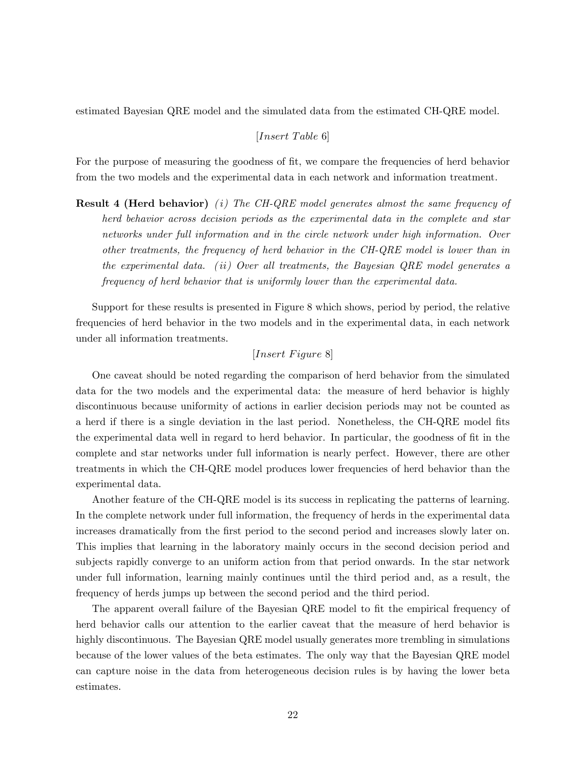estimated Bayesian QRE model and the simulated data from the estimated CH-QRE model.

[*Insert Table* 6]

For the purpose of measuring the goodness of fit, we compare the frequencies of herd behavior from the two models and the experimental data in each network and information treatment.

**Result 4 (Herd behavior)** *(i) The CH-QRE model generates almost the same frequency of herd behavior across decision periods as the experimental data in the complete and star networks under full information and in the circle network under high information. Over other treatments, the frequency of herd behavior in the CH-QRE model is lower than in the experimental data. (ii) Over all treatments, the Bayesian QRE model generates a frequency of herd behavior that is uniformly lower than the experimental data.*

Support for these results is presented in Figure 8 which shows, period by period, the relative frequencies of herd behavior in the two models and in the experimental data, in each network under all information treatments.

[*Insert Figure* 8]

One caveat should be noted regarding the comparison of herd behavior from the simulated data for the two models and the experimental data: the measure of herd behavior is highly discontinuous because uniformity of actions in earlier decision periods may not be counted as a herd if there is a single deviation in the last period. Nonetheless, the CH-QRE model fits the experimental data well in regard to herd behavior. In particular, the goodness of fit in the complete and star networks under full information is nearly perfect. However, there are other treatments in which the CH-QRE model produces lower frequencies of herd behavior than the experimental data.

Another feature of the CH-QRE model is its success in replicating the patterns of learning. In the complete network under full information, the frequency of herds in the experimental data increases dramatically from the first period to the second period and increases slowly later on. This implies that learning in the laboratory mainly occurs in the second decision period and subjects rapidly converge to an uniform action from that period onwards. In the star network under full information, learning mainly continues until the third period and, as a result, the frequency of herds jumps up between the second period and the third period.

The apparent overall failure of the Bayesian QRE model to fit the empirical frequency of herd behavior calls our attention to the earlier caveat that the measure of herd behavior is highly discontinuous. The Bayesian QRE model usually generates more trembling in simulations because of the lower values of the beta estimates. The only way that the Bayesian QRE model can capture noise in the data from heterogeneous decision rules is by having the lower beta estimates.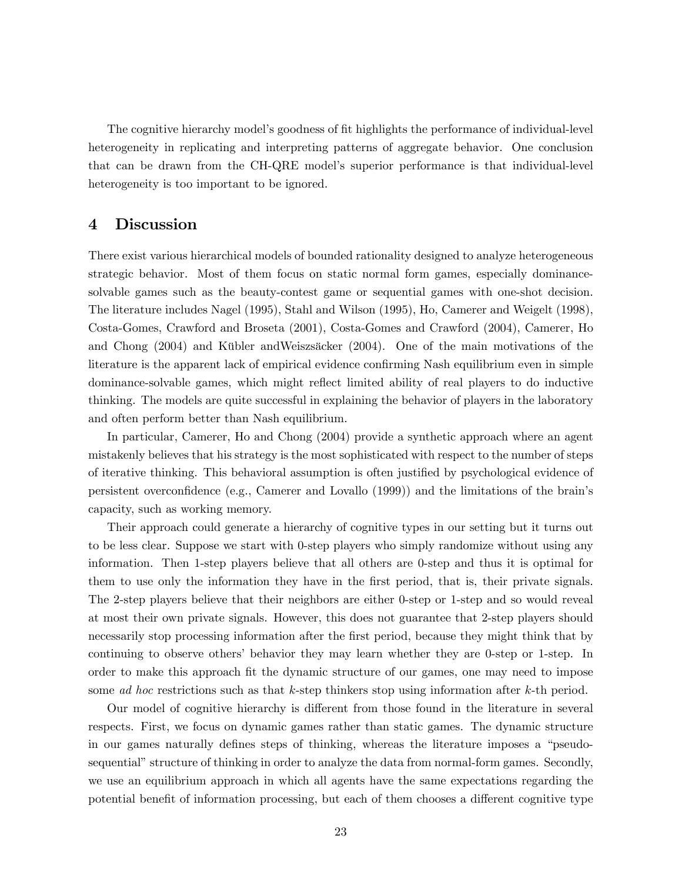The cognitive hierarchy model's goodness of fit highlights the performance of individual-level heterogeneity in replicating and interpreting patterns of aggregate behavior. One conclusion that can be drawn from the CH-QRE model's superior performance is that individual-level heterogeneity is too important to be ignored.

# 4 Discussion

There exist various hierarchical models of bounded rationality designed to analyze heterogeneous strategic behavior. Most of them focus on static normal form games, especially dominance-solvable games such as the beauty-contest game or sequential games with one-shot decision. The literature includes Nagel (1995), Stahl and Wilson (1995), Ho, Camerer and Weigelt (1998), Costa-Gomes, Crawford and Broseta (2001), Costa-Gomes and Crawford (2004), Camerer, Ho and Chong (2004) and Kübler andWeiszsäcker (2004). One of the main motivations of the literature is the apparent lack of empirical evidence confirming Nash equilibrium even in simple dominance-solvable games, which might reflect limited ability of real players to do inductive thinking. The models are quite successful in explaining the behavior of players in the laboratory and often perform better than Nash equilibrium.

In particular, Camerer, Ho and Chong (2004) provide a synthetic approach where an agent mistakenly believes that his strategy is the most sophisticated with respect to the number of steps of iterative thinking. This behavioral assumption is often justified by psychological evidence of persistent overconfidence (e.g., Camerer and Lovallo (1999)) and the limitations of the brain's capacity, such as working memory.

Their approach could generate a hierarchy of cognitive types in our setting but it turns out to be less clear. Suppose we start with 0-step players who simply randomize without using any information. Then 1-step players believe that all others are 0-step and thus it is optimal for them to use only the information they have in the first period, that is, their private signals. The 2-step players believe that their neighbors are either 0-step or 1-step and so would reveal at most their own private signals. However, this does not guarantee that 2-step players should necessarily stop processing information after the first period, because they might think that by continuing to observe others' behavior they may learn whether they are 0-step or 1-step. In order to make this approach fit the dynamic structure of our games, one may need to impose some *ad hoc* restrictions such as that $k$-step thinkers stop using information after $k$-th period.

Our model of cognitive hierarchy is different from those found in the literature in several respects. First, we focus on dynamic games rather than static games. The dynamic structure in our games naturally defines steps of thinking, whereas the literature imposes a "pseudo-sequential" structure of thinking in order to analyze the data from normal-form games. Secondly, we use an equilibrium approach in which all agents have the same expectations regarding the potential benefit of information processing, but each of them chooses a different cognitive type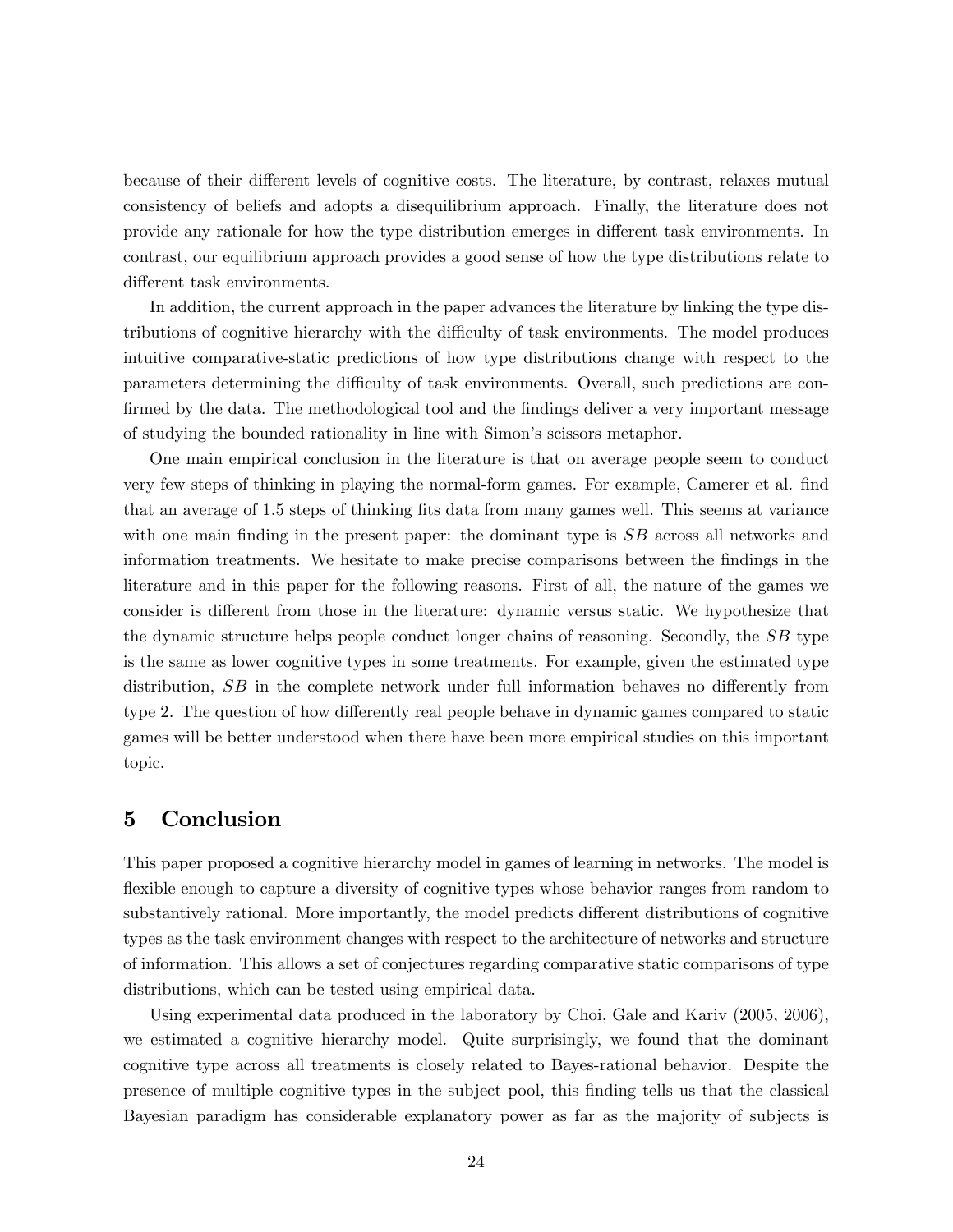because of their different levels of cognitive costs. The literature, by contrast, relaxes mutual consistency of beliefs and adopts a disequilibrium approach. Finally, the literature does not provide any rationale for how the type distribution emerges in different task environments. In contrast, our equilibrium approach provides a good sense of how the type distributions relate to different task environments.

In addition, the current approach in the paper advances the literature by linking the type distributions of cognitive hierarchy with the difficulty of task environments. The model produces intuitive comparative-static predictions of how type distributions change with respect to the parameters determining the difficulty of task environments. Overall, such predictions are confirmed by the data. The methodological tool and the findings deliver a very important message of studying the bounded rationality in line with Simon's scissors metaphor.

One main empirical conclusion in the literature is that on average people seem to conduct very few steps of thinking in playing the normal-form games. For example, Camerer et al. find that an average of 1.5 steps of thinking fits data from many games well. This seems at variance with one main finding in the present paper: the dominant type is $SB$ across all networks and information treatments. We hesitate to make precise comparisons between the findings in the literature and in this paper for the following reasons. First of all, the nature of the games we consider is different from those in the literature: dynamic versus static. We hypothesize that the dynamic structure helps people conduct longer chains of reasoning. Secondly, the $SB$ type is the same as lower cognitive types in some treatments. For example, given the estimated type distribution, $SB$ in the complete network under full information behaves no differently from type 2. The question of how differently real people behave in dynamic games compared to static games will be better understood when there have been more empirical studies on this important topic.

# 5 Conclusion

This paper proposed a cognitive hierarchy model in games of learning in networks. The model is flexible enough to capture a diversity of cognitive types whose behavior ranges from random to substantively rational. More importantly, the model predicts different distributions of cognitive types as the task environment changes with respect to the architecture of networks and structure of information. This allows a set of conjectures regarding comparative static comparisons of type distributions, which can be tested using empirical data.

Using experimental data produced in the laboratory by Choi, Gale and Kariv (2005, 2006), we estimated a cognitive hierarchy model. Quite surprisingly, we found that the dominant cognitive type across all treatments is closely related to Bayes-rational behavior. Despite the presence of multiple cognitive types in the subject pool, this finding tells us that the classical Bayesian paradigm has considerable explanatory power as far as the majority of subjects is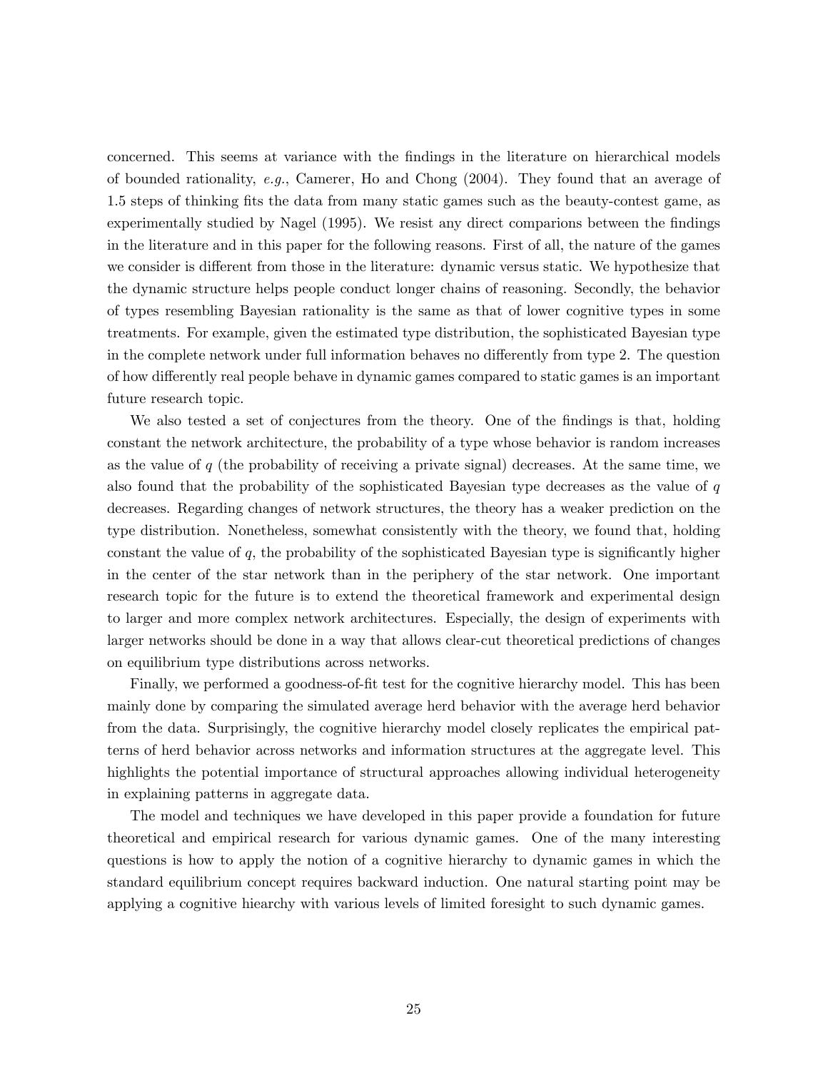concerned. This seems at variance with the findings in the literature on hierarchical models of bounded rationality, *e.g.*, Camerer, Ho and Chong (2004). They found that an average of 1.5 steps of thinking fits the data from many static games such as the beauty-contest game, as experimentally studied by Nagel (1995). We resist any direct comparions between the findings in the literature and in this paper for the following reasons. First of all, the nature of the games we consider is different from those in the literature: dynamic versus static. We hypothesize that the dynamic structure helps people conduct longer chains of reasoning. Secondly, the behavior of types resembling Bayesian rationality is the same as that of lower cognitive types in some treatments. For example, given the estimated type distribution, the sophisticated Bayesian type in the complete network under full information behaves no differently from type 2. The question of how differently real people behave in dynamic games compared to static games is an important future research topic.

We also tested a set of conjectures from the theory. One of the findings is that, holding constant the network architecture, the probability of a type whose behavior is random increases as the value of $q$ (the probability of receiving a private signal) decreases. At the same time, we also found that the probability of the sophisticated Bayesian type decreases as the value of $q$ decreases. Regarding changes of network structures, the theory has a weaker prediction on the type distribution. Nonetheless, somewhat consistently with the theory, we found that, holding constant the value of $q$, the probability of the sophisticated Bayesian type is significantly higher in the center of the star network than in the periphery of the star network. One important research topic for the future is to extend the theoretical framework and experimental design to larger and more complex network architectures. Especially, the design of experiments with larger networks should be done in a way that allows clear-cut theoretical predictions of changes on equilibrium type distributions across networks.

Finally, we performed a goodness-of-fit test for the cognitive hierarchy model. This has been mainly done by comparing the simulated average herd behavior with the average herd behavior from the data. Surprisingly, the cognitive hierarchy model closely replicates the empirical patterns of herd behavior across networks and information structures at the aggregate level. This highlights the potential importance of structural approaches allowing individual heterogeneity in explaining patterns in aggregate data.

The model and techniques we have developed in this paper provide a foundation for future theoretical and empirical research for various dynamic games. One of the many interesting questions is how to apply the notion of a cognitive hierarchy to dynamic games in which the standard equilibrium concept requires backward induction. One natural starting point may be applying a cognitive hiearchy with various levels of limited foresight to such dynamic games.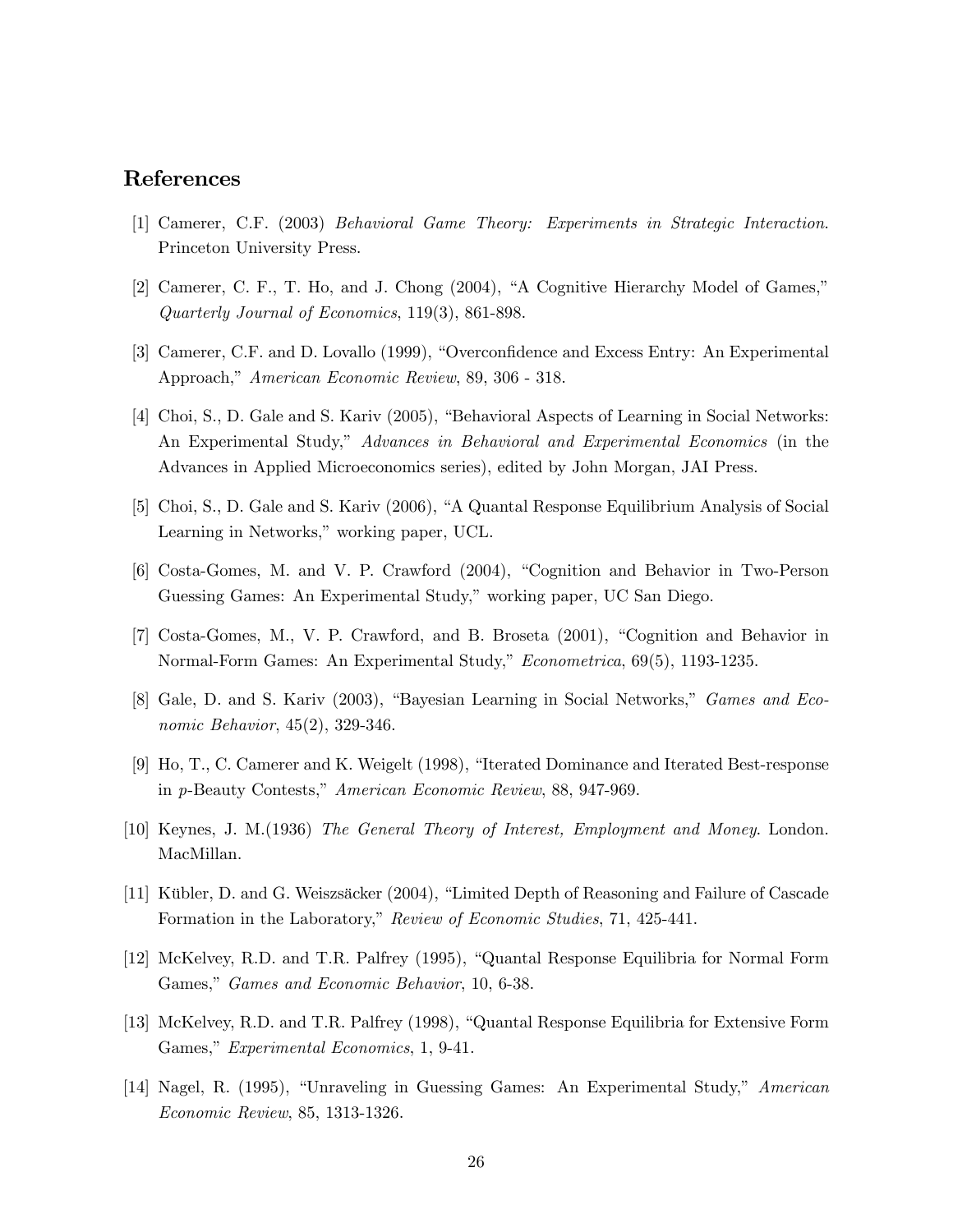## References

[1] Camerer, C.F. (2003) *Behavioral Game Theory: Experiments in Strategic Interaction*. Princeton University Press.

[2] Camerer, C. F., T. Ho, and J. Chong (2004), "A Cognitive Hierarchy Model of Games," *Quarterly Journal of Economics*, 119(3), 861-898.

[3] Camerer, C.F. and D. Lovallo (1999), "Overconfidence and Excess Entry: An Experimental Approach," *American Economic Review*, 89, 306 - 318.

[4] Choi, S., D. Gale and S. Kariv (2005), "Behavioral Aspects of Learning in Social Networks: An Experimental Study," *Advances in Behavioral and Experimental Economics* (in the Advances in Applied Microeconomics series), edited by John Morgan, JAI Press.

[5] Choi, S., D. Gale and S. Kariv (2006), "A Quantal Response Equilibrium Analysis of Social Learning in Networks," working paper, UCL.

[6] Costa-Gomes, M. and V. P. Crawford (2004), "Cognition and Behavior in Two-Person Guessing Games: An Experimental Study," working paper, UC San Diego.

[7] Costa-Gomes, M., V. P. Crawford, and B. Broseta (2001), "Cognition and Behavior in Normal-Form Games: An Experimental Study," *Econometrica*, 69(5), 1193-1235.

[8] Gale, D. and S. Kariv (2003), "Bayesian Learning in Social Networks," *Games and Economic Behavior*, 45(2), 329-346.

[9] Ho, T., C. Camerer and K. Weigelt (1998), "Iterated Dominance and Iterated Best-response in $p$-Beauty Contests," *American Economic Review*, 88, 947-969.

[10] Keynes, J. M.(1936) *The General Theory of Interest, Employment and Money*. London. MacMillan.

[11] Kübler, D. and G. Weizsäcker (2004), "Limited Depth of Reasoning and Failure of Cascade Formation in the Laboratory," *Review of Economic Studies*, 71, 425-441.

[12] McKelvey, R.D. and T.R. Palfrey (1995), "Quantal Response Equilibria for Normal Form Games," *Games and Economic Behavior*, 10, 6-38.

[13] McKelvey, R.D. and T.R. Palfrey (1998), "Quantal Response Equilibria for Extensive Form Games," *Experimental Economics*, 1, 9-41.

[14] Nagel, R. (1995), "Unraveling in Guessing Games: An Experimental Study," *American Economic Review*, 85, 1313-1326.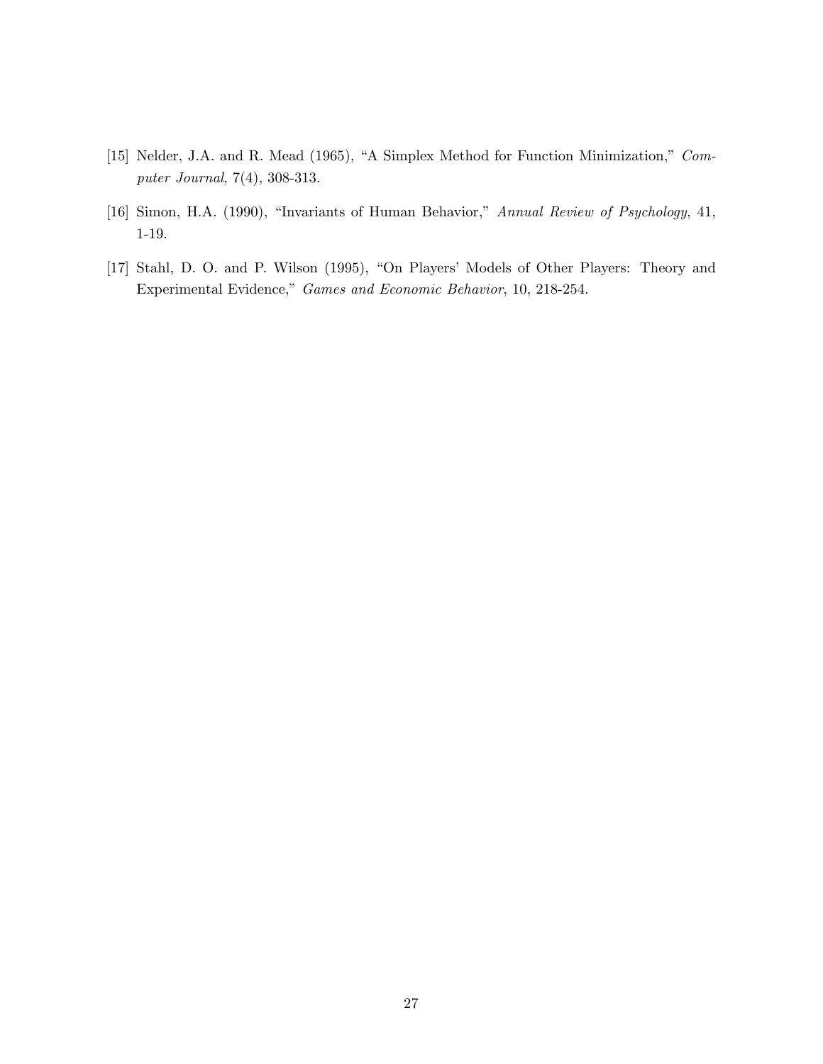[15] Nelder, J.A. and R. Mead (1965), "A Simplex Method for Function Minimization," *Computer Journal*, 7(4), 308-313.

[16] Simon, H.A. (1990), "Invariants of Human Behavior," *Annual Review of Psychology*, 41, 1-19.

[17] Stahl, D. O. and P. Wilson (1995), "On Players' Models of Other Players: Theory and Experimental Evidence," *Games and Economic Behavior*, 10, 218-254.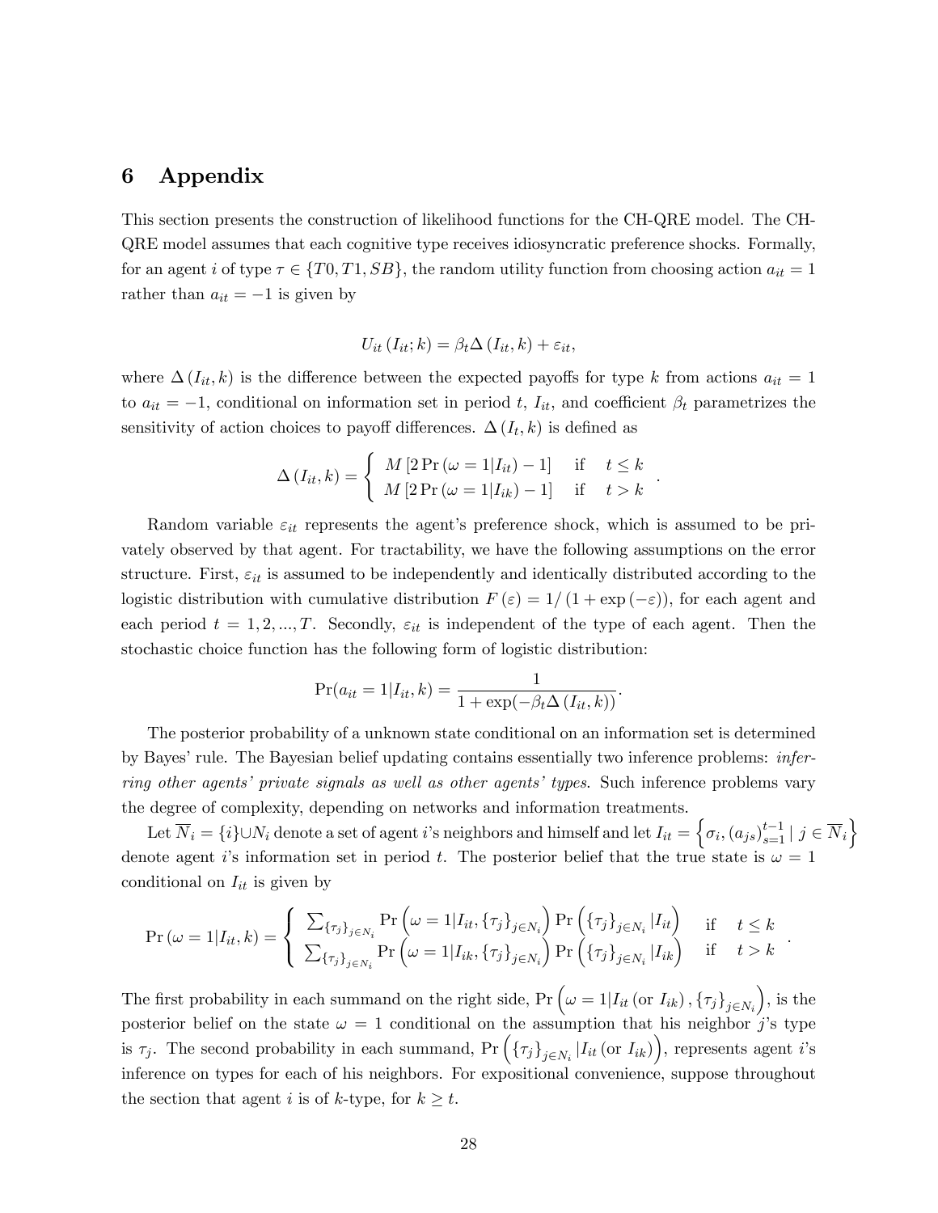# 6 Appendix

This section presents the construction of likelihood functions for the CH-QRE model. The CH-QRE model assumes that each cognitive type receives idiosyncratic preference shocks. Formally, for an agent $i$ of type $\tau \in \{T0, T1, SB\}$, the random utility function from choosing action $a_{it} = 1$ rather than $a_{it} = -1$ is given by

$$U_{it}(I_{it}; k) = \beta_t \Delta (I_{it}, k) + \varepsilon_{it},$$

where $\Delta (I_{it}, k)$ is the difference between the expected payoffs for type $k$ from actions $a_{it} = 1$ to $a_{it} = -1$, conditional on information set in period $t$, $I_{it}$, and coefficient $\beta_t$ parametrizes the sensitivity of action choices to payoff differences. $\Delta (I_t, k)$ is defined as

$$\Delta (I_{it}, k) = \begin{cases} M [2 \Pr (\omega = 1 | I_{it}) - 1] & \text{if} \quad t \leq k \\ M [2 \Pr (\omega = 1 | I_{ik}) - 1] & \text{if} \quad t > k \end{cases}.$$

Random variable $\varepsilon_{it}$ represents the agent's preference shock, which is assumed to be privately observed by that agent. For tractability, we have the following assumptions on the error structure. First, $\varepsilon_{it}$ is assumed to be independently and identically distributed according to the logistic distribution with cumulative distribution $F(\varepsilon) = 1/(1 + \exp(-\varepsilon))$, for each agent and each period $t = 1, 2, ..., T$. Secondly, $\varepsilon_{it}$ is independent of the type of each agent. Then the stochastic choice function has the following form of logistic distribution:

$$\Pr(a_{it} = 1 | I_{it}, k) = \frac{1}{1 + \exp(-\beta_t \Delta (I_{it}, k))}.$$

The posterior probability of a unknown state conditional on an information set is determined by Bayes' rule. The Bayesian belief updating contains essentially two inference problems: *inferring other agents' private signals as well as other agents' types*. Such inference problems vary the degree of complexity, depending on networks and information treatments.

Let $\overline{N}_i = \{i\} \cup N_i$ denote a set of agent $i$'s neighbors and himself and let $I_{it} = \left\{\sigma_i, (a_{js})_{s=1}^{t-1} \mid j \in \overline{N}_i\right\}$ denote agent $i$'s information set in period $t$. The posterior belief that the true state is $\omega = 1$ conditional on $I_{it}$ is given by

$$\Pr (\omega = 1 | I_{it}, k) = \begin{cases} \sum_{\{\tau_j\}_{j \in N_i}} \Pr \left(\omega = 1 | I_{it}, \{\tau_j\}_{j \in N_i}\right) \Pr \left(\{\tau_j\}_{j \in N_i} | I_{it}\right) & \text{if} \quad t \leq k \\ \sum_{\{\tau_j\}_{j \in N_i}} \Pr \left(\omega = 1 | I_{ik}, \{\tau_j\}_{j \in N_i}\right) \Pr \left(\{\tau_j\}_{j \in N_i} | I_{ik}\right) & \text{if} \quad t > k \end{cases}.$$

The first probability in each summand on the right side, $\Pr \left(\omega = 1 | I_{it} \left(\text{or } I_{ik}\right), \{\tau_j\}_{j \in N_i}\right)$, is the posterior belief on the state $\omega = 1$ conditional on the assumption that his neighbor $j$'s type is $\tau_j$. The second probability in each summand, $\Pr \left(\{\tau_j\}_{j \in N_i} | I_{it} \left(\text{or } I_{ik}\right)\right)$, represents agent $i$'s inference on types for each of his neighbors. For expositional convenience, suppose throughout the section that agent $i$ is of $k$-type, for $k \geq t$.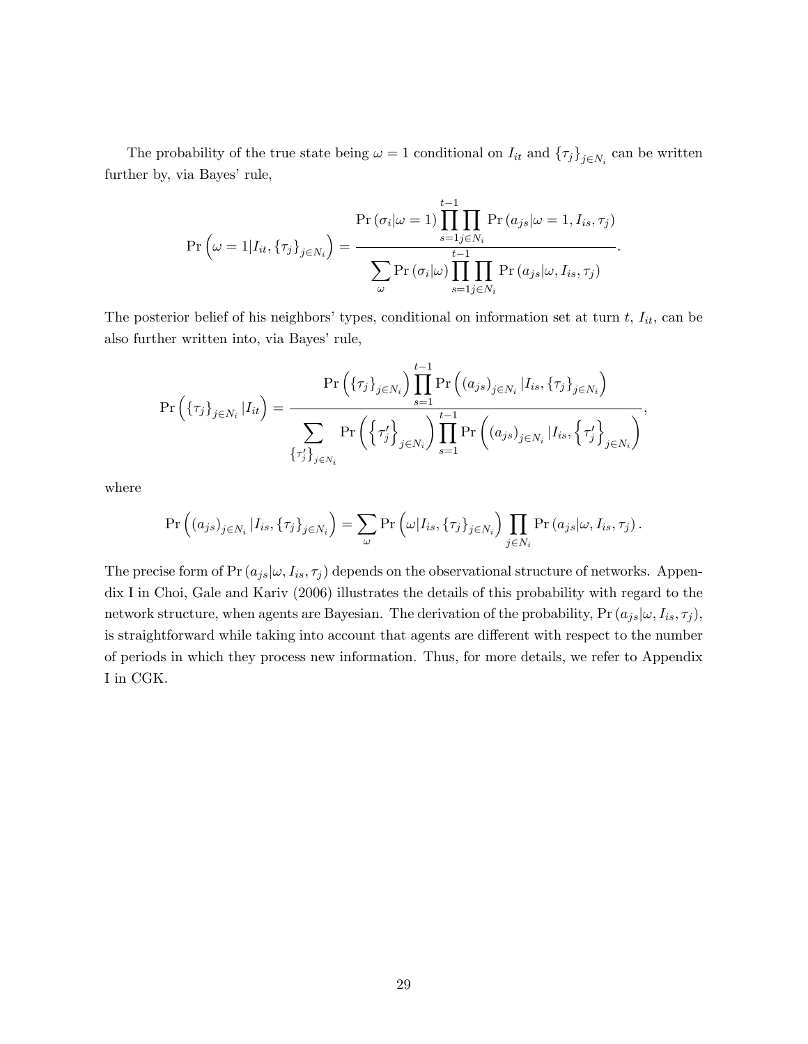The probability of the true state being $\omega = 1$ conditional on $I_{it}$ and $\{\tau_j\}_{j\in N_i}$ can be written further by, via Bayes' rule,

$$\Pr\left(\omega = 1 | I_{it}, \{\tau_j\}_{j\in N_i}\right) = \frac{\Pr(\sigma_i|\omega = 1)\prod_{s=1}^{t-1}\prod_{j\in N_i}\Pr(a_{js}|\omega = 1, I_{is}, \tau_j)}{\sum_{\omega}\Pr(\sigma_i|\omega)\prod_{s=1}^{t-1}\prod_{j\in N_i}\Pr(a_{js}|\omega, I_{is}, \tau_j)}.$$

The posterior belief of his neighbors' types, conditional on information set at turn $t$, $I_{it}$, can be also further written into, via Bayes' rule,

$$\Pr\left(\{\tau_j\}_{j\in N_i} | I_{it}\right) = \frac{\Pr\left(\{\tau_j\}_{j\in N_i}\right)\prod_{s=1}^{t-1}\Pr\left((a_{js})_{j\in N_i} | I_{is}, \{\tau_j\}_{j\in N_i}\right)}{\sum_{\{\tau'_j\}_{j\in N_i}}\Pr\left(\left\{\tau'_j\right\}_{j\in N_i}\right)\prod_{s=1}^{t-1}\Pr\left((a_{js})_{j\in N_i} | I_{is}, \left\{\tau'_j\right\}_{j\in N_i}\right)},$$

where

$$\Pr\left((a_{js})_{j\in N_i} | I_{is}, \{\tau_j\}_{j\in N_i}\right) = \sum_{\omega}\Pr\left(\omega | I_{is}, \{\tau_j\}_{j\in N_i}\right)\prod_{j\in N_i}\Pr(a_{js}|\omega, I_{is}, \tau_j).$$

The precise form of $\Pr(a_{js}|\omega, I_{is}, \tau_j)$ depends on the observational structure of networks. Appendix I in Choi, Gale and Kariv (2006) illustrates the details of this probability with regard to the network structure, when agents are Bayesian. The derivation of the probability, $\Pr(a_{js}|\omega, I_{is}, \tau_j)$, is straightforward while taking into account that agents are different with respect to the number of periods in which they process new information. Thus, for more details, we refer to Appendix I in CGK.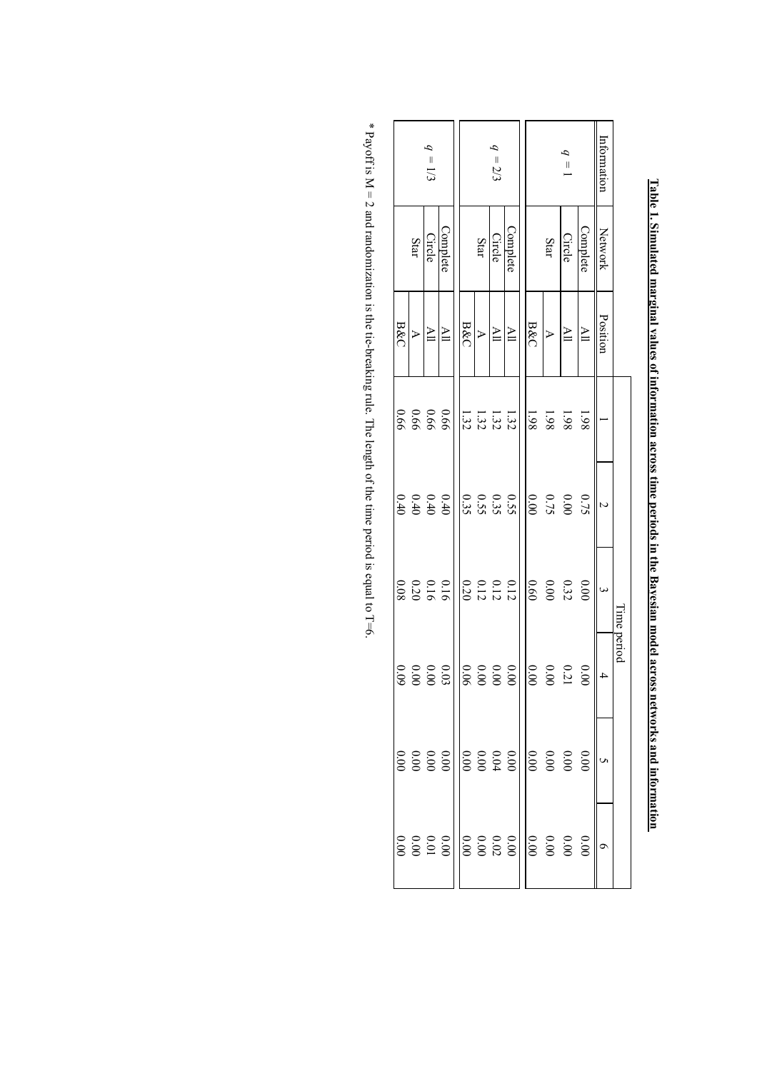**Table 1. Simulated marginal values of information across time periods in the Bayesian model across networks and information**

| Information | Network | Position | Time period | | | | | |
|---|---|---|---|---|---|---|---|---|
| | | | 1 | 2 | 3 | 4 | 5 | 6 |
| $q = 1$ | Complete | All | 1.98 | 0.75 | 0.00 | 0.00 | 0.00 | 0.00 |
| | Circle | All | 1.98 | 0.00 | 0.32 | 0.21 | 0.00 | 0.00 |
| | Star | A | 1.98 | 0.75 | 0.00 | 0.00 | 0.00 | 0.00 |
| | | B&C | 1.98 | 0.00 | 0.60 | 0.00 | 0.00 | 0.00 |
| $q = 2/3$ | Complete | All | 1.32 | 0.55 | 0.12 | 0.00 | 0.00 | 0.00 |
| | Circle | All | 1.32 | 0.35 | 0.12 | 0.00 | 0.04 | 0.02 |
| | Star | A | 1.32 | 0.55 | 0.12 | 0.00 | 0.00 | 0.00 |
| | | B&C | 1.32 | 0.35 | 0.20 | 0.06 | 0.00 | 0.00 |
| $q = 1/3$ | Complete | All | 0.66 | 0.40 | 0.16 | 0.03 | 0.00 | 0.00 |
| | Circle | All | 0.66 | 0.40 | 0.16 | 0.00 | 0.00 | 0.01 |
| | Star | A | 0.66 | 0.40 | 0.20 | 0.00 | 0.00 | 0.00 |
| | | B&C | 0.66 | 0.40 | 0.08 | 0.09 | 0.00 | 0.00 |

* Payoff is M = 2 and randomization is the tie-breaking rule. The length of the time period is equal to T=6.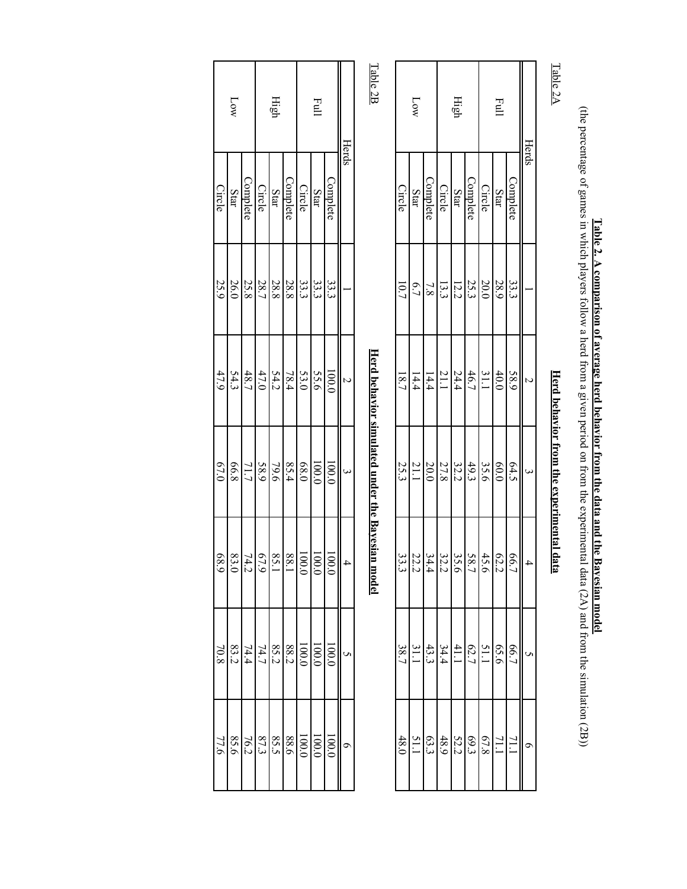**Table 2. A comparison of average herd behavior from the data and the Bayesian model**

(the percentage of games in which players follow a herd from a given period on from the experimental data (2A) and from the simulation (2B))

Table 2A

**Herd behavior from the experimental data**

| Herds | | 1 | 2 | 3 | 4 | 5 | 6 |
|---|---|---|---|---|---|---|---|
| Full | Complete | 33.3 | 58.9 | 64.5 | 66.7 | 66.7 | 71.1 |
| | Star | 28.9 | 40.0 | 60.0 | 62.2 | 65.6 | 71.1 |
| | Circle | 20.0 | 31.1 | 35.6 | 45.6 | 51.1 | 67.8 |
| High | Complete | 25.3 | 46.7 | 49.3 | 58.7 | 62.7 | 69.3 |
| | Star | 12.2 | 24.4 | 32.2 | 35.6 | 41.1 | 52.2 |
| | Circle | 13.3 | 21.1 | 27.8 | 32.2 | 34.4 | 48.9 |
| Low | Complete | 7.8 | 14.4 | 20.0 | 34.4 | 43.3 | 63.3 |
| | Star | 6.7 | 14.4 | 21.1 | 22.2 | 31.1 | 51.1 |
| | Circle | 10.7 | 18.7 | 25.3 | 33.3 | 38.7 | 48.0 |

Table 2B

**Herd behavior simulated under the Bayesian model**

| Herds | | 1 | 2 | 3 | 4 | 5 | 6 |
|---|---|---|---|---|---|---|---|
| Full | Complete | 33.3 | 100.0 | 100.0 | 100.0 | 100.0 | 100.0 |
| | Star | 33.3 | 55.6 | 100.0 | 100.0 | 100.0 | 100.0 |
| | Circle | 33.3 | 53.0 | 68.0 | 100.0 | 100.0 | 100.0 |
| High | Complete | 28.8 | 78.4 | 85.4 | 88.1 | 88.2 | 88.6 |
| | Star | 28.8 | 54.2 | 79.6 | 85.1 | 85.2 | 85.5 |
| | Circle | 28.7 | 47.0 | 58.9 | 67.9 | 74.7 | 87.3 |
| Low | Complete | 25.8 | 48.7 | 71.7 | 74.2 | 74.4 | 76.2 |
| | Star | 26.0 | 54.3 | 66.8 | 83.0 | 83.2 | 85.6 |
| | Circle | 25.9 | 47.9 | 67.0 | 68.9 | 70.8 | 77.6 |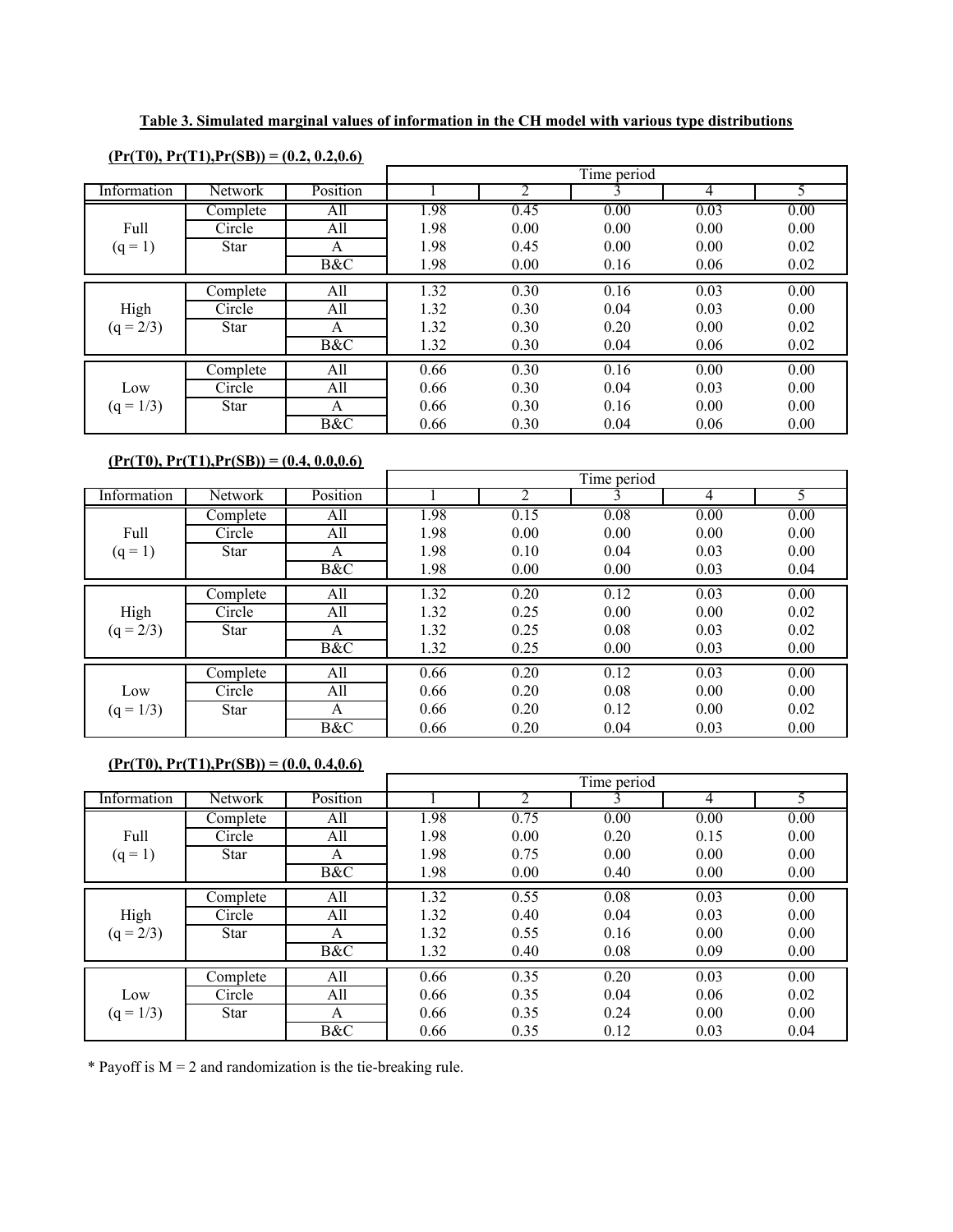**Table 3. Simulated marginal values of information in the CH model with various type distributions**

**(Pr(T0), Pr(T1),Pr(SB)) = (0.2, 0.2,0.6)**

| Information | Network | Position | Time period 1 | 2 | 3 | 4 | 5 |
|---|---|---|---|---|---|---|---|
| Full (q = 1) | Complete | All | 1.98 | 0.45 | 0.00 | 0.03 | 0.00 |
| | Circle | All | 1.98 | 0.00 | 0.00 | 0.00 | 0.00 |
| | Star | A | 1.98 | 0.45 | 0.00 | 0.00 | 0.02 |
| | | B&C | 1.98 | 0.00 | 0.16 | 0.06 | 0.02 |
| High (q = 2/3) | Complete | All | 1.32 | 0.30 | 0.16 | 0.03 | 0.00 |
| | Circle | All | 1.32 | 0.30 | 0.04 | 0.03 | 0.00 |
| | Star | A | 1.32 | 0.30 | 0.20 | 0.00 | 0.02 |
| | | B&C | 1.32 | 0.30 | 0.04 | 0.06 | 0.02 |
| Low (q = 1/3) | Complete | All | 0.66 | 0.30 | 0.16 | 0.00 | 0.00 |
| | Circle | All | 0.66 | 0.30 | 0.04 | 0.03 | 0.00 |
| | Star | A | 0.66 | 0.30 | 0.16 | 0.00 | 0.00 |
| | | B&C | 0.66 | 0.30 | 0.04 | 0.06 | 0.00 |

**(Pr(T0), Pr(T1),Pr(SB)) = (0.4, 0.0,0.6)**

| Information | Network | Position | Time period 1 | 2 | 3 | 4 | 5 |
|---|---|---|---|---|---|---|---|
| Full (q = 1) | Complete | All | 1.98 | 0.15 | 0.08 | 0.00 | 0.00 |
| | Circle | All | 1.98 | 0.00 | 0.00 | 0.00 | 0.00 |
| | Star | A | 1.98 | 0.10 | 0.04 | 0.03 | 0.00 |
| | | B&C | 1.98 | 0.00 | 0.00 | 0.03 | 0.04 |
| High (q = 2/3) | Complete | All | 1.32 | 0.20 | 0.12 | 0.03 | 0.00 |
| | Circle | All | 1.32 | 0.25 | 0.00 | 0.00 | 0.02 |
| | Star | A | 1.32 | 0.25 | 0.08 | 0.03 | 0.02 |
| | | B&C | 1.32 | 0.25 | 0.00 | 0.03 | 0.00 |
| Low (q = 1/3) | Complete | All | 0.66 | 0.20 | 0.12 | 0.03 | 0.00 |
| | Circle | All | 0.66 | 0.20 | 0.08 | 0.00 | 0.00 |
| | Star | A | 0.66 | 0.20 | 0.12 | 0.00 | 0.02 |
| | | B&C | 0.66 | 0.20 | 0.04 | 0.03 | 0.00 |

**(Pr(T0), Pr(T1),Pr(SB)) = (0.0, 0.4,0.6)**

| Information | Network | Position | Time period 1 | 2 | 3 | 4 | 5 |
|---|---|---|---|---|---|---|---|
| Full (q = 1) | Complete | All | 1.98 | 0.75 | 0.00 | 0.00 | 0.00 |
| | Circle | All | 1.98 | 0.00 | 0.20 | 0.15 | 0.00 |
| | Star | A | 1.98 | 0.75 | 0.00 | 0.00 | 0.00 |
| | | B&C | 1.98 | 0.00 | 0.40 | 0.00 | 0.00 |
| High (q = 2/3) | Complete | All | 1.32 | 0.55 | 0.08 | 0.03 | 0.00 |
| | Circle | All | 1.32 | 0.40 | 0.04 | 0.03 | 0.00 |
| | Star | A | 1.32 | 0.55 | 0.16 | 0.00 | 0.00 |
| | | B&C | 1.32 | 0.40 | 0.08 | 0.09 | 0.00 |
| Low (q = 1/3) | Complete | All | 0.66 | 0.35 | 0.20 | 0.03 | 0.00 |
| | Circle | All | 0.66 | 0.35 | 0.04 | 0.06 | 0.02 |
| | Star | A | 0.66 | 0.35 | 0.24 | 0.00 | 0.00 |
| | | B&C | 0.66 | 0.35 | 0.12 | 0.03 | 0.04 |

* Payoff is M = 2 and randomization is the tie-breaking rule.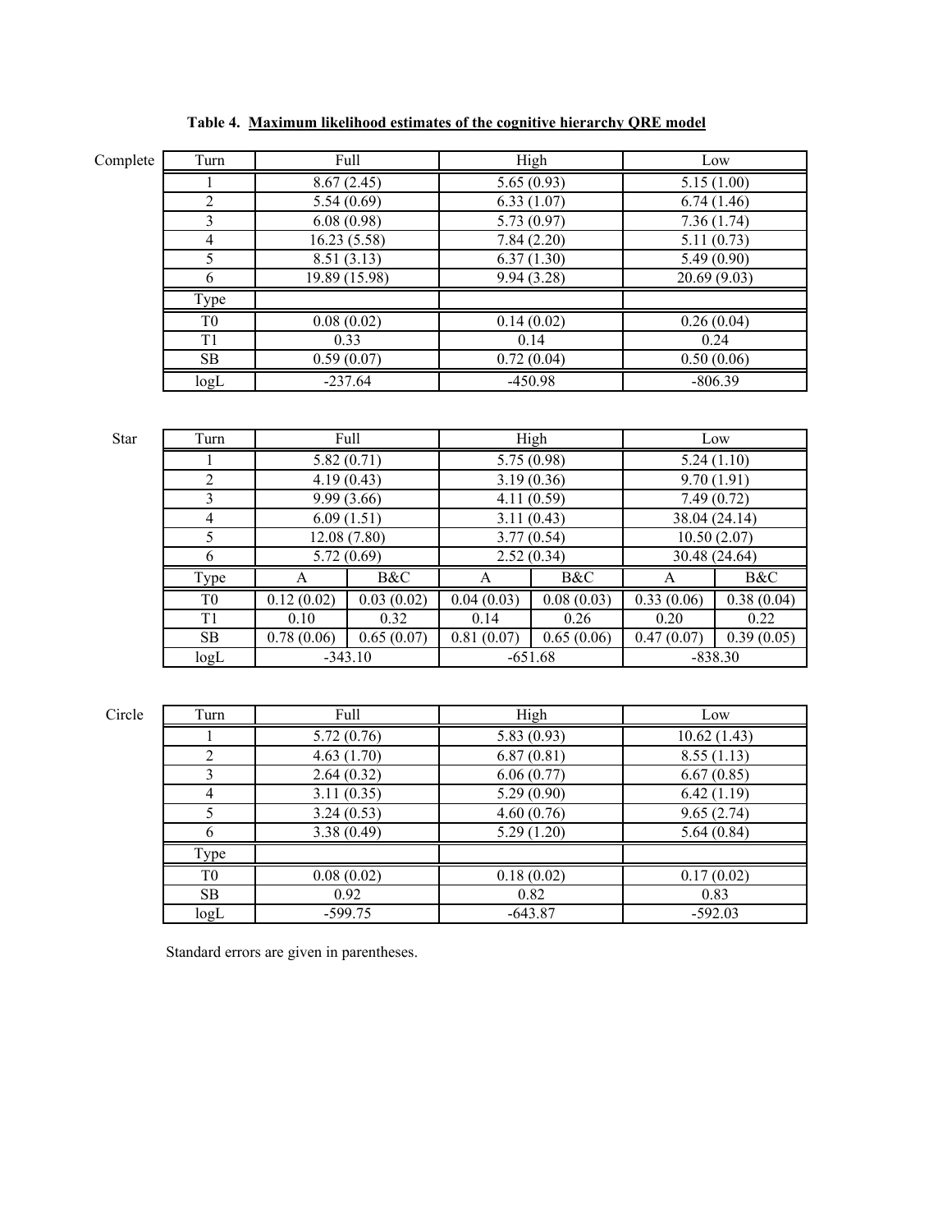**Table 4. Maximum likelihood estimates of the cognitive hierarchy QRE model**

Complete

| Turn | Full | High | Low |
|---|---|---|---|
| 1 | 8.67 (2.45) | 5.65 (0.93) | 5.15 (1.00) |
| 2 | 5.54 (0.69) | 6.33 (1.07) | 6.74 (1.46) |
| 3 | 6.08 (0.98) | 5.73 (0.97) | 7.36 (1.74) |
| 4 | 16.23 (5.58) | 7.84 (2.20) | 5.11 (0.73) |
| 5 | 8.51 (3.13) | 6.37 (1.30) | 5.49 (0.90) |
| 6 | 19.89 (15.98) | 9.94 (3.28) | 20.69 (9.03) |
| Type | | | |
| T0 | 0.08 (0.02) | 0.14 (0.02) | 0.26 (0.04) |
| T1 | 0.33 | 0.14 | 0.24 |
| SB | 0.59 (0.07) | 0.72 (0.04) | 0.50 (0.06) |
| logL | -237.64 | -450.98 | -806.39 |

Star

| Turn | Full | | High | | Low | |
|---|---|---|---|---|---|---|
| 1 | 5.82 (0.71) | | 5.75 (0.98) | | 5.24 (1.10) | |
| 2 | 4.19 (0.43) | | 3.19 (0.36) | | 9.70 (1.91) | |
| 3 | 9.99 (3.66) | | 4.11 (0.59) | | 7.49 (0.72) | |
| 4 | 6.09 (1.51) | | 3.11 (0.43) | | 38.04 (24.14) | |
| 5 | 12.08 (7.80) | | 3.77 (0.54) | | 10.50 (2.07) | |
| 6 | 5.72 (0.69) | | 2.52 (0.34) | | 30.48 (24.64) | |
| Type | A | B&C | A | B&C | A | B&C |
| T0 | 0.12 (0.02) | 0.03 (0.02) | 0.04 (0.03) | 0.08 (0.03) | 0.33 (0.06) | 0.38 (0.04) |
| T1 | 0.10 | 0.32 | 0.14 | 0.26 | 0.20 | 0.22 |
| SB | 0.78 (0.06) | 0.65 (0.07) | 0.81 (0.07) | 0.65 (0.06) | 0.47 (0.07) | 0.39 (0.05) |
| logL | -343.10 | | -651.68 | | -838.30 | |

Circle

| Turn | Full | High | Low |
|---|---|---|---|
| 1 | 5.72 (0.76) | 5.83 (0.93) | 10.62 (1.43) |
| 2 | 4.63 (1.70) | 6.87 (0.81) | 8.55 (1.13) |
| 3 | 2.64 (0.32) | 6.06 (0.77) | 6.67 (0.85) |
| 4 | 3.11 (0.35) | 5.29 (0.90) | 6.42 (1.19) |
| 5 | 3.24 (0.53) | 4.60 (0.76) | 9.65 (2.74) |
| 6 | 3.38 (0.49) | 5.29 (1.20) | 5.64 (0.84) |
| Type | | | |
| T0 | 0.08 (0.02) | 0.18 (0.02) | 0.17 (0.02) |
| SB | 0.92 | 0.82 | 0.83 |
| logL | -599.75 | -643.87 | -592.03 |

Standard errors are given in parentheses.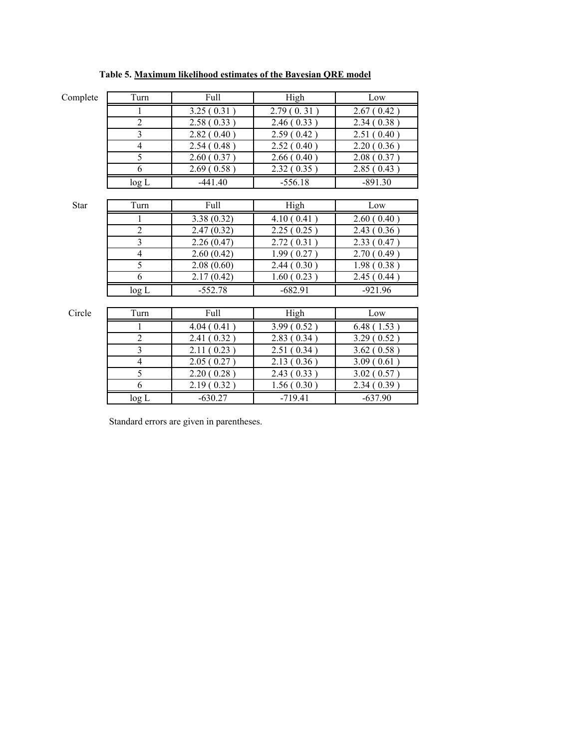**Table 5. Maximum likelihood estimates of the Bayesian QRE model**

Complete

| Turn | Full | High | Low |
|---|---|---|---|
| 1 | 3.25 ( 0.31 ) | 2.79 ( 0. 31 ) | 2.67 ( 0.42 ) |
| 2 | 2.58 ( 0.33 ) | 2.46 ( 0.33 ) | 2.34 ( 0.38 ) |
| 3 | 2.82 ( 0.40 ) | 2.59 ( 0.42 ) | 2.51 ( 0.40 ) |
| 4 | 2.54 ( 0.48 ) | 2.52 ( 0.40 ) | 2.20 ( 0.36 ) |
| 5 | 2.60 ( 0.37 ) | 2.66 ( 0.40 ) | 2.08 ( 0.37 ) |
| 6 | 2.69 ( 0.58 ) | 2.32 ( 0.35 ) | 2.85 ( 0.43 ) |
| log L | -441.40 | -556.18 | -891.30 |

Star

| Turn | Full | High | Low |
|---|---|---|---|
| 1 | 3.38 (0.32) | 4.10 ( 0.41 ) | 2.60 ( 0.40 ) |
| 2 | 2.47 (0.32) | 2.25 ( 0.25 ) | 2.43 ( 0.36 ) |
| 3 | 2.26 (0.47) | 2.72 ( 0.31 ) | 2.33 ( 0.47 ) |
| 4 | 2.60 (0.42) | 1.99 ( 0.27 ) | 2.70 ( 0.49 ) |
| 5 | 2.08 (0.60) | 2.44 ( 0.30 ) | 1.98 ( 0.38 ) |
| 6 | 2.17 (0.42) | 1.60 ( 0.23 ) | 2.45 ( 0.44 ) |
| log L | -552.78 | -682.91 | -921.96 |

Circle

| Turn | Full | High | Low |
|---|---|---|---|
| 1 | 4.04 ( 0.41 ) | 3.99 ( 0.52 ) | 6.48 ( 1.53 ) |
| 2 | 2.41 ( 0.32 ) | 2.83 ( 0.34 ) | 3.29 ( 0.52 ) |
| 3 | 2.11 ( 0.23 ) | 2.51 ( 0.34 ) | 3.62 ( 0.58 ) |
| 4 | 2.05 ( 0.27 ) | 2.13 ( 0.36 ) | 3.09 ( 0.61 ) |
| 5 | 2.20 ( 0.28 ) | 2.43 ( 0.33 ) | 3.02 ( 0.57 ) |
| 6 | 2.19 ( 0.32 ) | 1.56 ( 0.30 ) | 2.34 ( 0.39 ) |
| log L | -630.27 | -719.41 | -637.90 |

Standard errors are given in parentheses.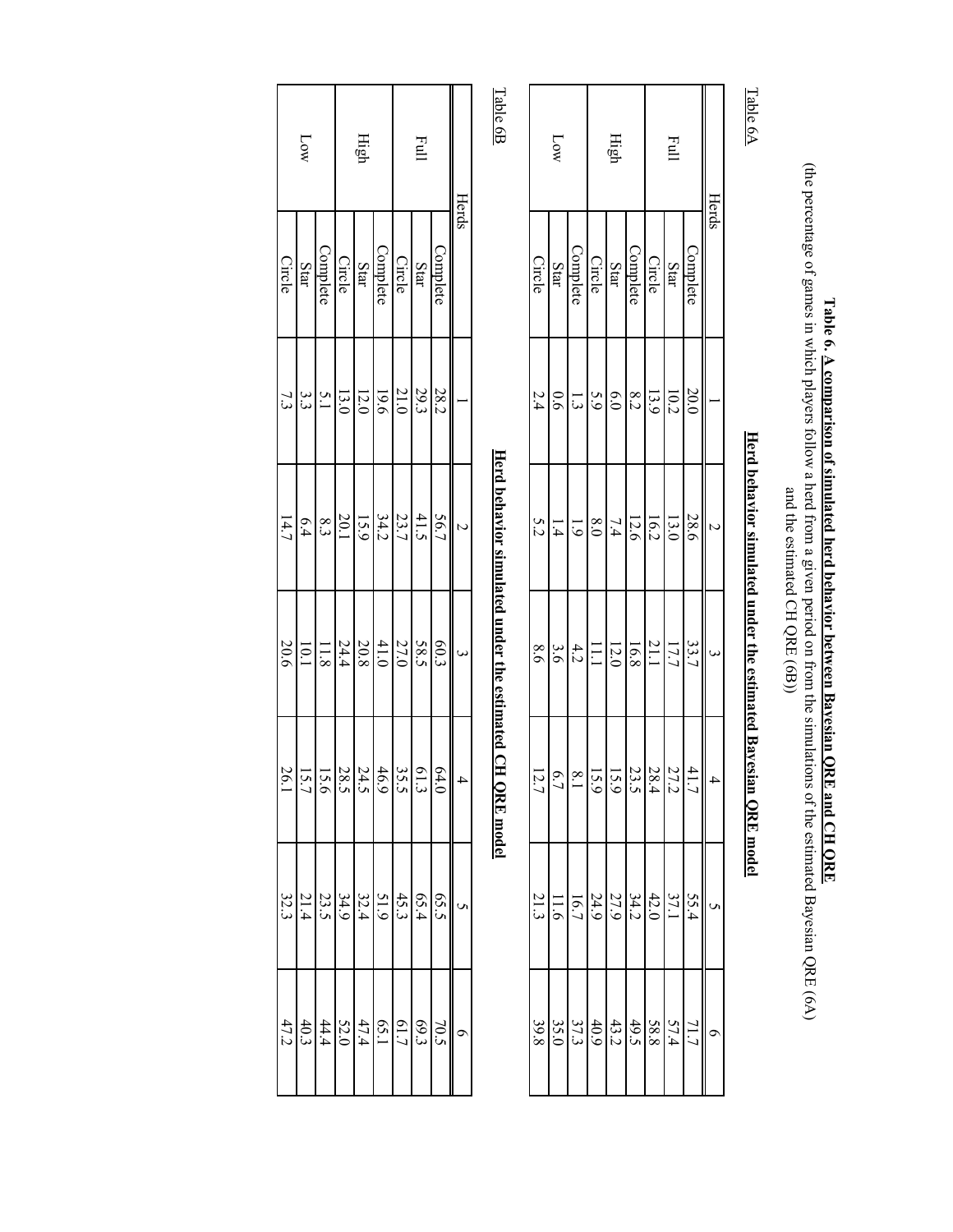**Table 6. A comparison of simulated herd behavior between Bayesian QRE and CH QRE**

(the percentage of games in which players follow a herd from a given period on from the simulations of the estimated Bayesian QRE (6A) and the estimated CH QRE (6B))

Table 6A

**Herd behavior simulated under the estimated Bayesian QRE model**

| Herds | | 1 | 2 | 3 | 4 | 5 | 6 |
|---|---|---|---|---|---|---|---|
| Full | Complete | 20.0 | 28.6 | 33.7 | 41.7 | 55.4 | 71.7 |
| | Star | 10.2 | 13.0 | 17.7 | 27.2 | 37.1 | 57.4 |
| | Circle | 13.9 | 16.2 | 21.1 | 28.4 | 42.0 | 58.8 |
| High | Complete | 8.2 | 12.6 | 16.8 | 23.5 | 34.2 | 49.5 |
| | Star | 6.0 | 7.4 | 12.0 | 15.9 | 27.9 | 43.2 |
| | Circle | 5.9 | 8.0 | 11.1 | 15.9 | 24.9 | 40.9 |
| Low | Complete | 1.3 | 1.9 | 4.2 | 8.1 | 16.7 | 37.3 |
| | Star | 0.6 | 1.4 | 3.6 | 6.7 | 11.6 | 35.0 |
| | Circle | 2.4 | 5.2 | 8.6 | 12.7 | 21.3 | 39.8 |

Table 6B

**Herd behavior simulated under the estimated CH QRE model**

| Herds | | 1 | 2 | 3 | 4 | 5 | 6 |
|---|---|---|---|---|---|---|---|
| Full | Complete | 28.2 | 56.7 | 60.3 | 64.0 | 65.5 | 70.5 |
| | Star | 29.3 | 41.5 | 58.5 | 61.3 | 65.4 | 69.3 |
| | Circle | 21.0 | 23.7 | 27.0 | 35.5 | 45.3 | 61.7 |
| High | Complete | 19.6 | 34.2 | 41.0 | 46.9 | 51.9 | 65.1 |
| | Star | 12.0 | 15.9 | 20.8 | 24.5 | 32.4 | 47.4 |
| | Circle | 13.0 | 20.1 | 24.4 | 28.5 | 34.9 | 52.0 |
| Low | Complete | 5.1 | 8.3 | 11.8 | 15.6 | 23.5 | 44.4 |
| | Star | 3.3 | 6.4 | 10.1 | 15.7 | 21.4 | 40.3 |
| | Circle | 7.3 | 14.7 | 20.6 | 26.1 | 32.3 | 47.2 |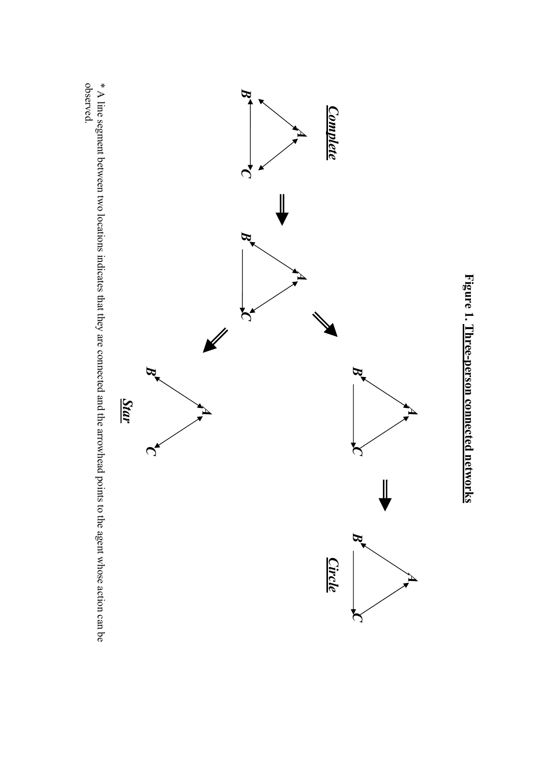**Figure 1. Three-person connected networks**

*Complete*

*Circle*

*Star*

\* A line segment between two locations indicates that they are connected and the arrowhead points to the agent whose action can be observed.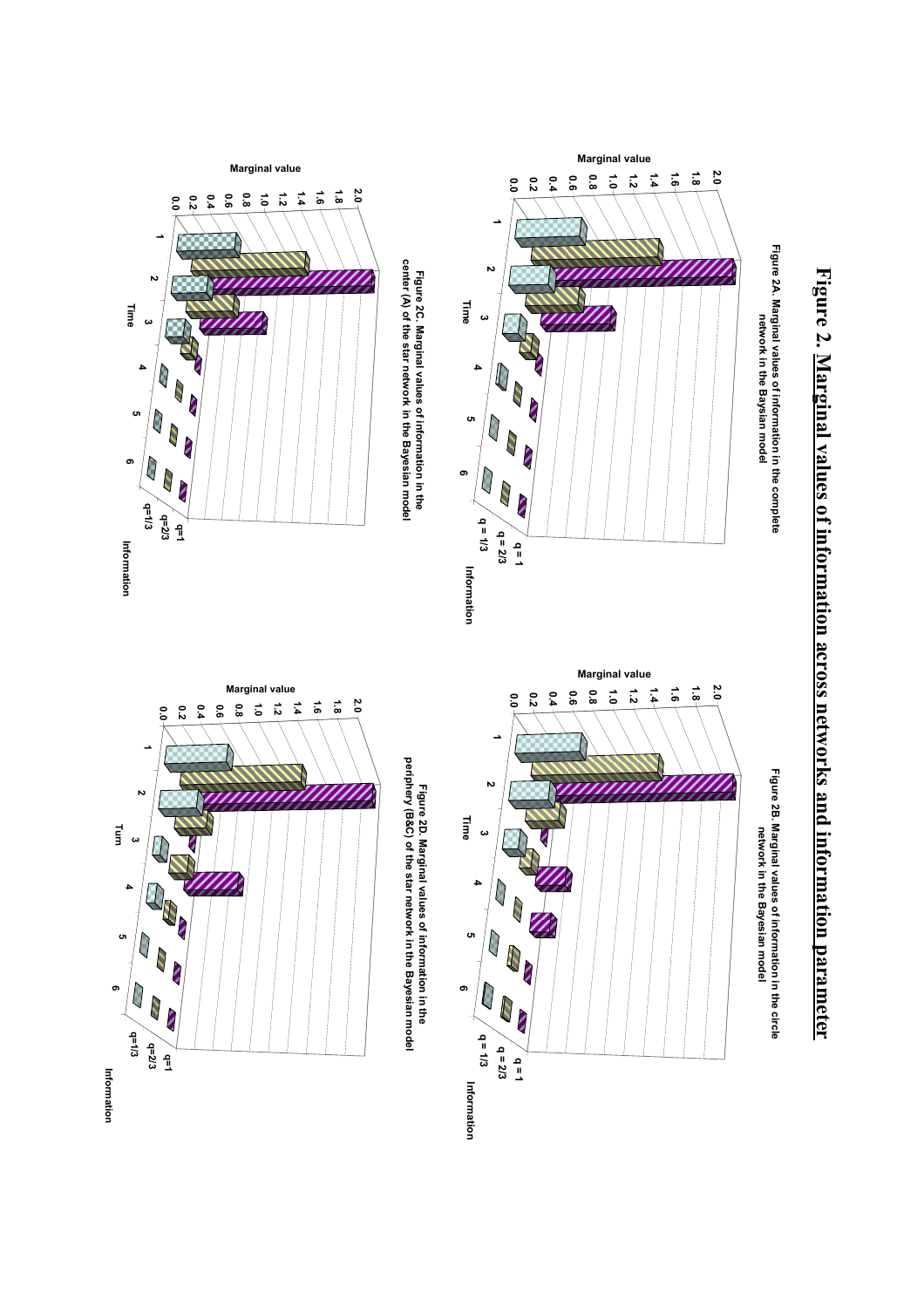# Figure 2. Marginal values of information across networks and information parameter

Figure 2A. Marginal values of information in the complete network in the Baysian model

Figure 2B. Marginal values of information in the circle network in the Bayesian model

Figure 2C. Marginal values of information in the center (A) of the star network in the Bayesian model

Figure 2D. Marginal values of information in the periphery (B&C) of the star network in the Bayesian model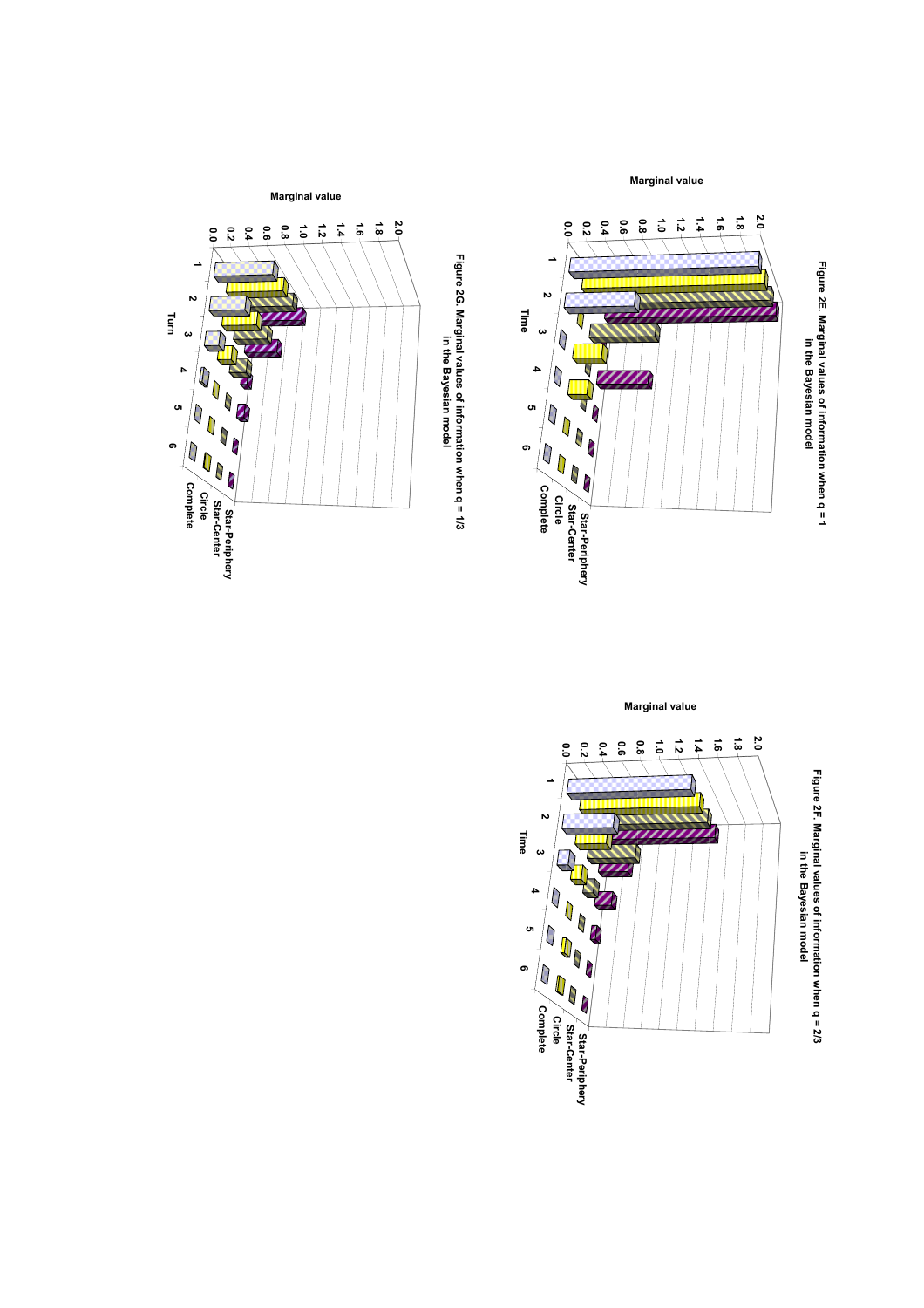**Figure 2E. Marginal values of information when q = 1 in the Bayesian model**

Marginal value: 0.0, 0.2, 0.4, 0.6, 0.8, 1.0, 1.2, 1.4, 1.6, 1.8, 2.0

Time: 1, 2, 3, 4, 5, 6

Star-Periphery, Star-Center, Circle, Complete

**Figure 2F. Marginal values of information when q = 2/3 in the Bayesian model**

Marginal value: 0.0, 0.2, 0.4, 0.6, 0.8, 1.0, 1.2, 1.4, 1.6, 1.8, 2.0

Time: 1, 2, 3, 4, 5, 6

Star-Periphery, Star-Center, Circle, Complete

**Figure 2G. Marginal values of information when q = 1/3 in the Bayesian model**

Marginal value: 0.0, 0.2, 0.4, 0.6, 0.8, 1.0, 1.2, 1.4, 1.6, 1.8, 2.0

Turn: 1, 2, 3, 4, 5, 6

Star-Periphery, Star-Center, Circle, Complete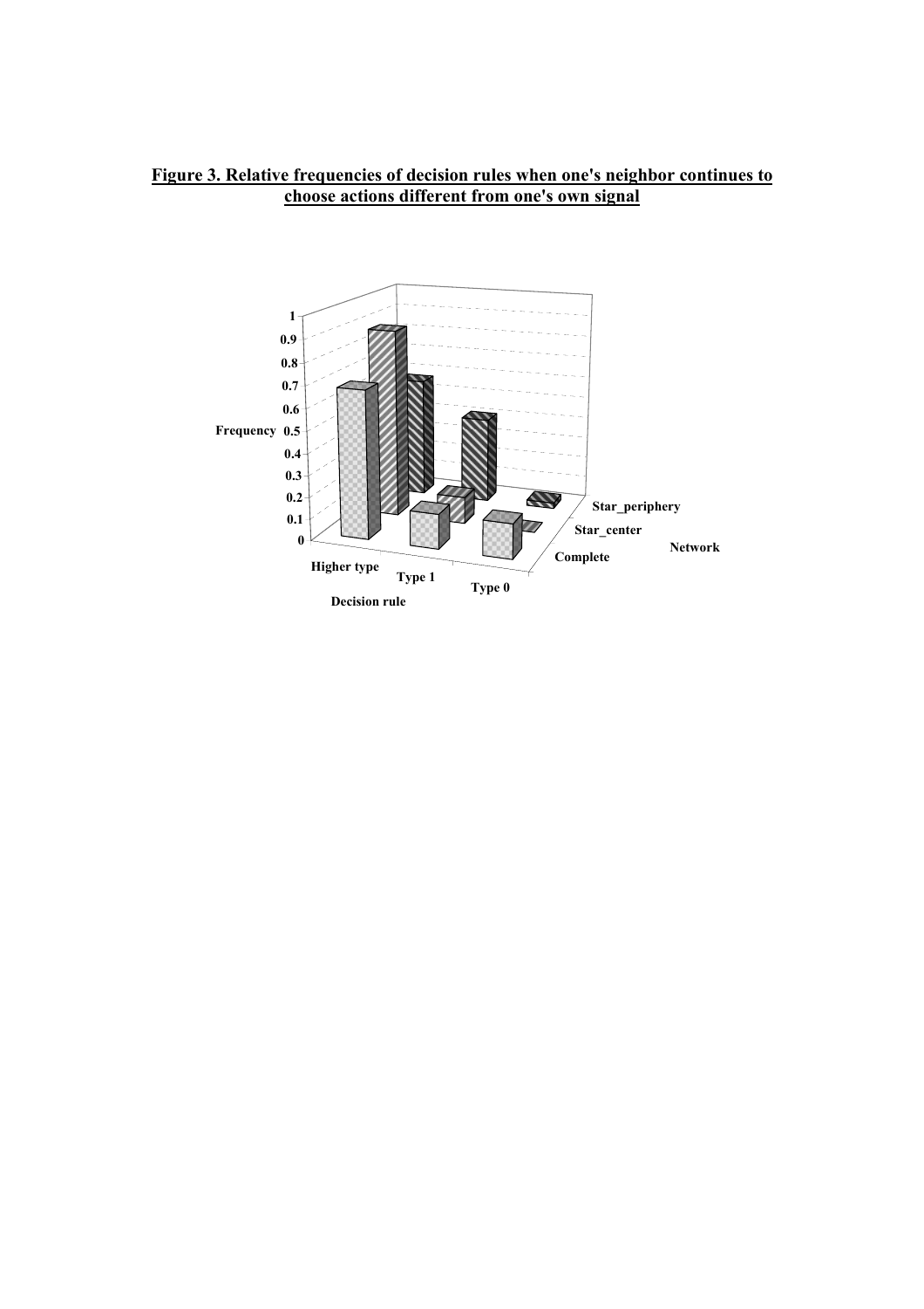**Figure 3. Relative frequencies of decision rules when one's neighbor continues to choose actions different from one's own signal**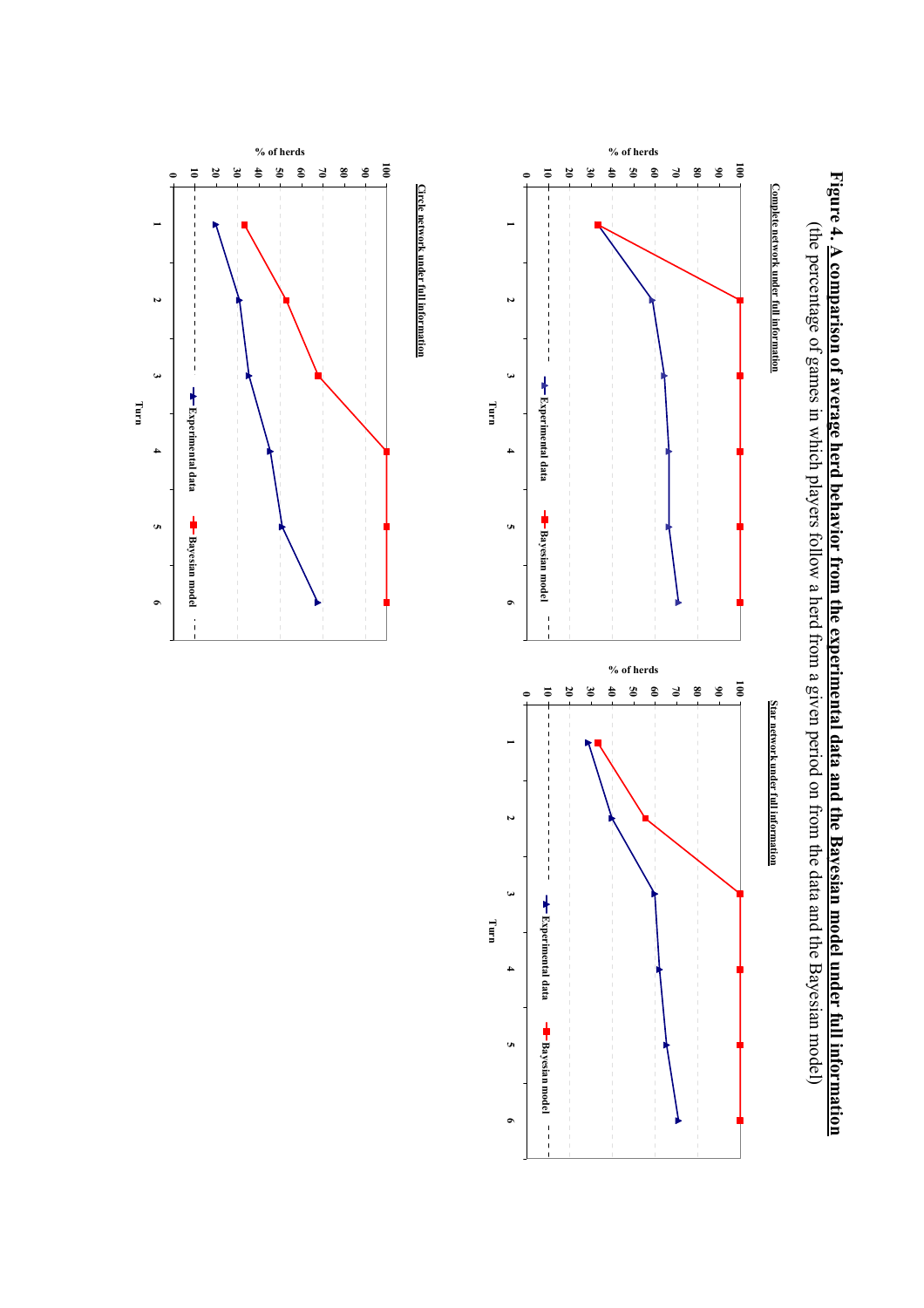**Figure 4. A comparison of average herd behavior from the experimental data and the Bayesian model under full information**

(the percentage of games in which players follow a herd from a given period on from the data and the Bayesian model)

**Complete network under full information**

**Star network under full information**

**Circle network under full information**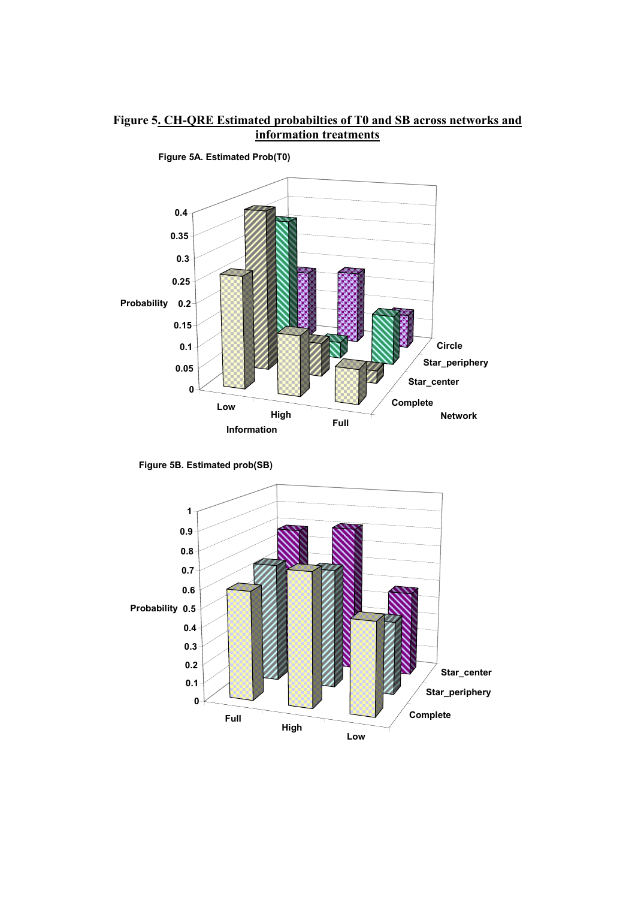**Figure 5. CH-QRE Estimated probabilties of T0 and SB across networks and information treatments**

**Figure 5A. Estimated Prob(T0)**

**Figure 5B. Estimated prob(SB)**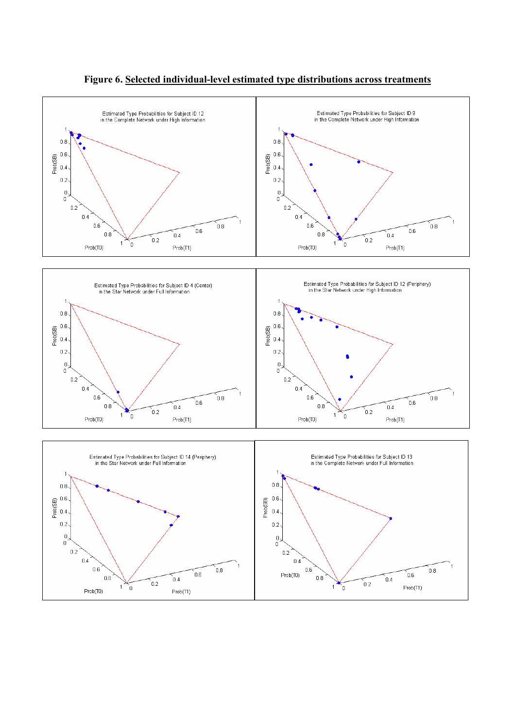**Figure 6. Selected individual-level estimated type distributions across treatments**

Estimated Type Probabilities for Subject ID 12 in the Complete Network under High Information

Estimated Type Probabilities for Subject ID 9 in the Complete Network under High Information

Estimated Type Probabilities for Subject ID 4 (Center) in the Star Network under Full Information

Estimated Type Probabilities for Subject ID 12 (Periphery) in the Star Network under High Information

Estimated Type Probabilities for Subject ID 14 (Periphery) in the Star Network under Full Information

Estimated Type Probabilities for Subject ID 13 in the Complete Network under Full Information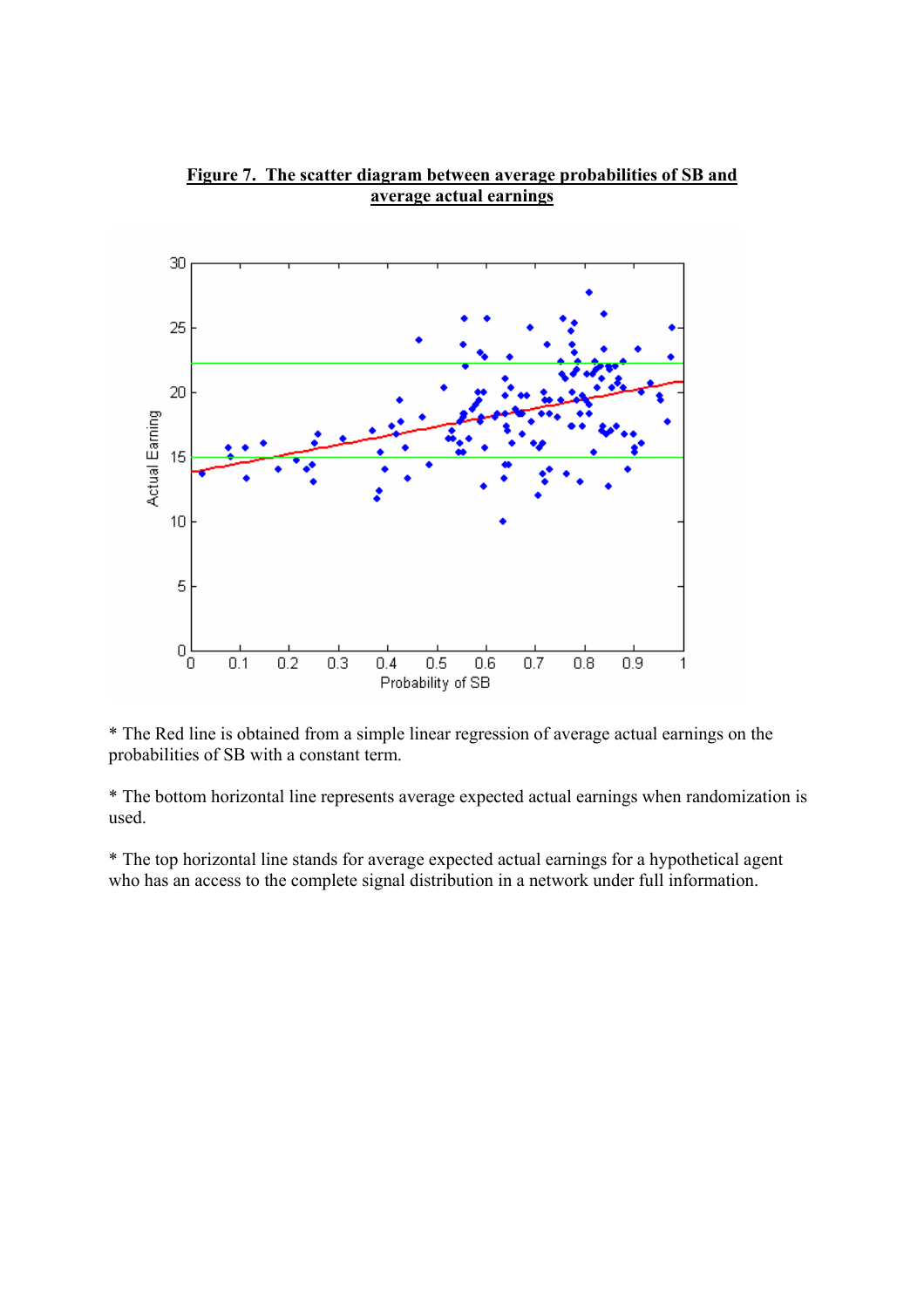**Figure 7. The scatter diagram between average probabilities of SB and average actual earnings**

\* The Red line is obtained from a simple linear regression of average actual earnings on the probabilities of SB with a constant term.

\* The bottom horizontal line represents average expected actual earnings when randomization is used.

\* The top horizontal line stands for average expected actual earnings for a hypothetical agent who has an access to the complete signal distribution in a network under full information.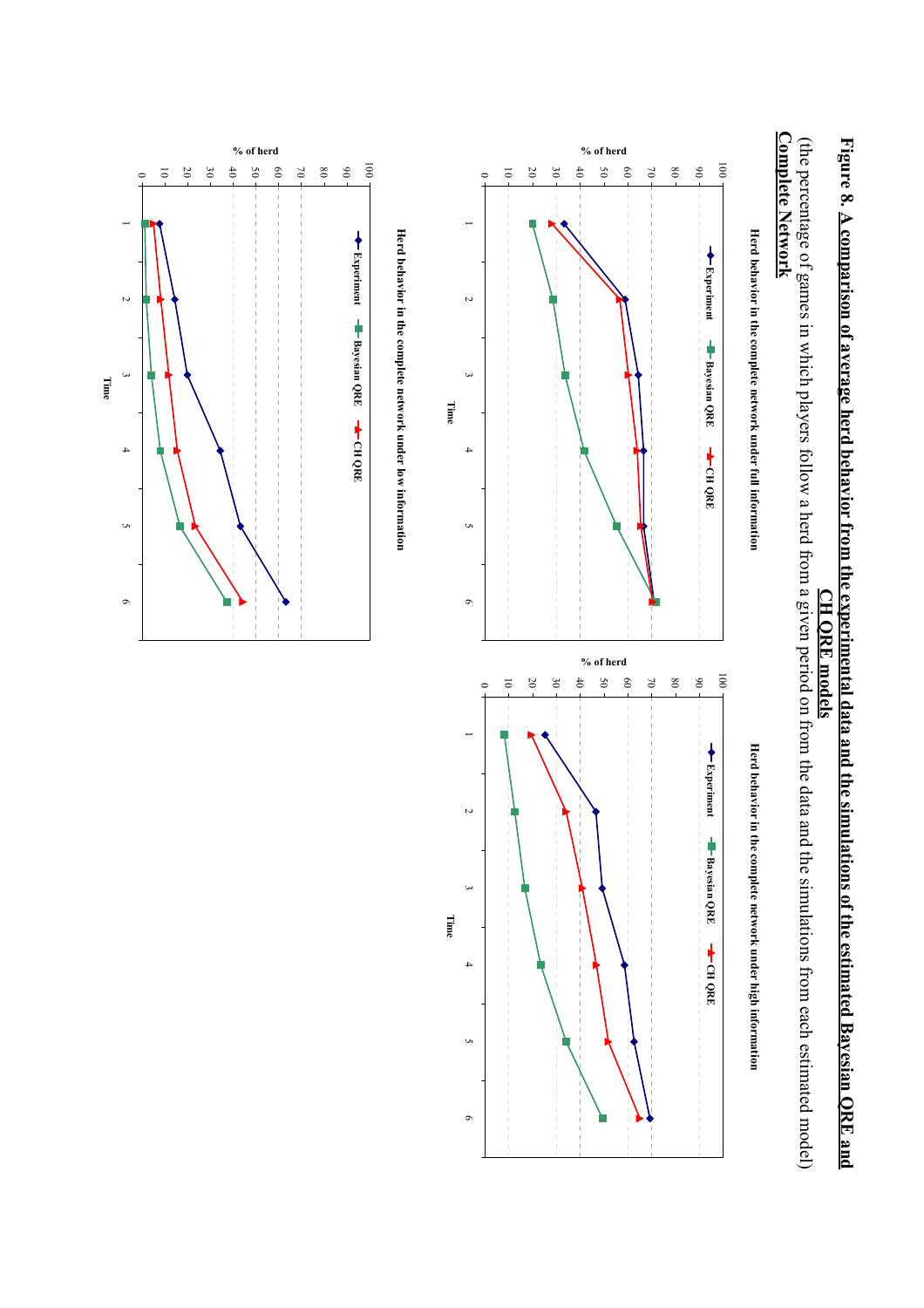**Figure 8. A comparison of average herd behavior from the experimental data and the simulations of the estimated Bayesian QRE and CH QRE models**

(the percentage of games in which players follow a herd from a given period on from the data and the simulations from each estimated model)

**Complete Network**

Herd behavior in the complete network under full information

Herd behavior in the complete network under high information

Herd behavior in the complete network under low information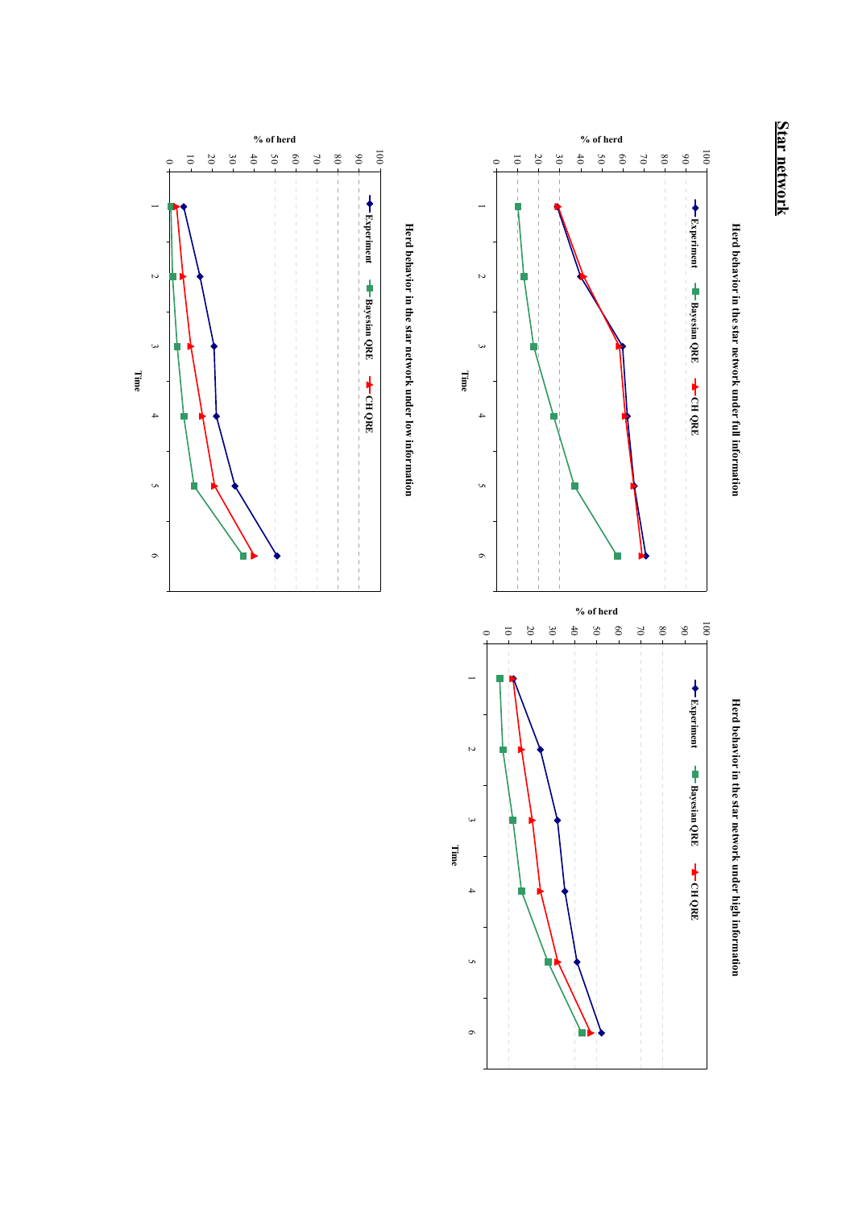## Star network

**Herd behavior in the star network under full information**

Legend: Experiment, Bayesian QRE, CH QRE

Y-axis: % of herd (0–100)

X-axis: Time (1–6)

**Herd behavior in the star network under high information**

Legend: Experiment, Bayesian QRE, CH QRE

Y-axis: % of herd (0–100)

X-axis: Time (1–6)

**Herd behavior in the star network under low information**

Legend: Experiment, Bayesian QRE, CH QRE

Y-axis: % of herd (0–100)

X-axis: Time (1–6)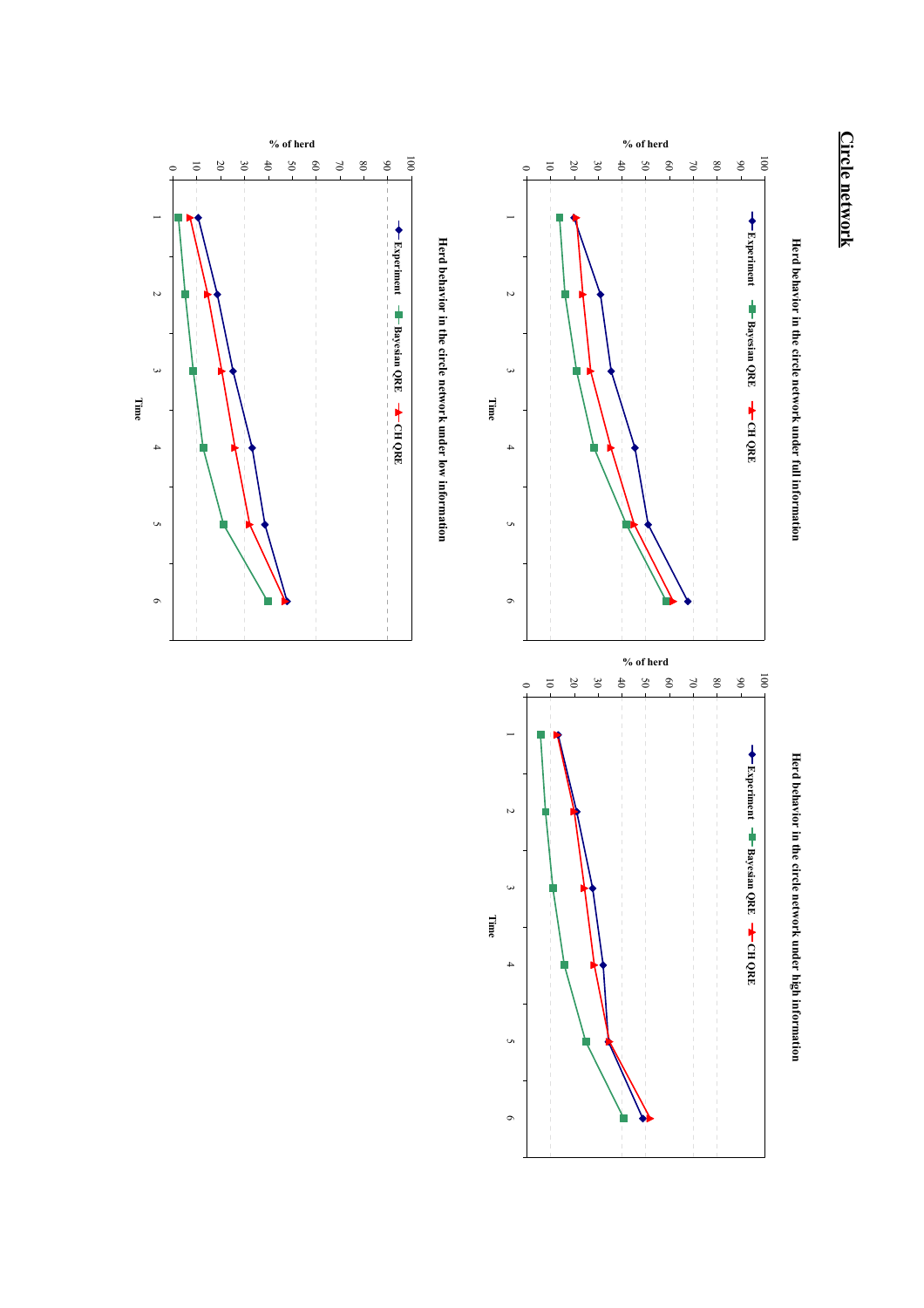# Circle network

Herd behavior in the circle network under full information

Experiment — Bayesian QRE — CH QRE

% of herd

0 10 20 30 40 50 60 70 80 90 100

Time

1 2 3 4 5 6

Herd behavior in the circle network under high information

Experiment — Bayesian QRE — CH QRE

% of herd

0 10 20 30 40 50 60 70 80 90 100

Time

1 2 3 4 5 6

Herd behavior in the circle network under low information

Experiment — Bayesian QRE — CH QRE

% of herd

0 10 20 30 40 50 60 70 80 90 100

Time

1 2 3 4 5 6